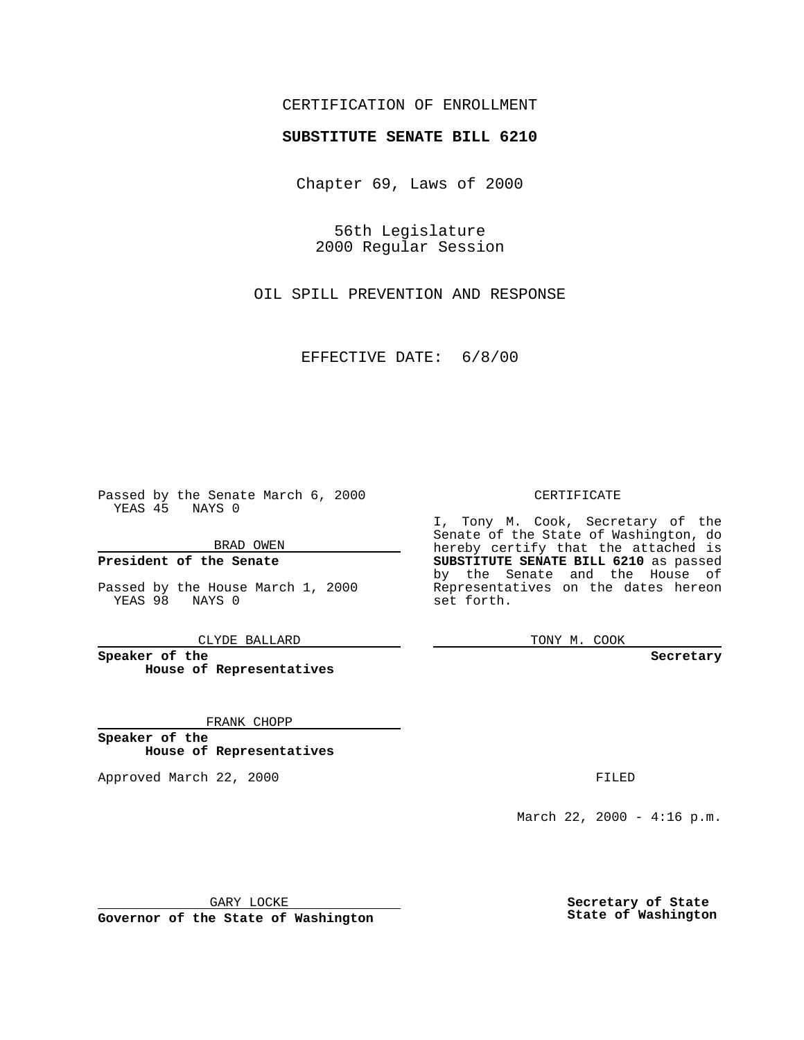CERTIFICATION OF ENROLLMENT

**SUBSTITUTE SENATE BILL 6210**

Chapter 69, Laws of 2000

56th Legislature
2000 Regular Session

OIL SPILL PREVENTION AND RESPONSE

EFFECTIVE DATE: 6/8/00

Passed by the Senate March 6, 2000
YEAS 45 NAYS 0

BRAD OWEN

**President of the Senate**

Passed by the House March 1, 2000
YEAS 98 NAYS 0

CLYDE BALLARD

**Speaker of the House of Representatives**

FRANK CHOPP

**Speaker of the House of Representatives**

Approved March 22, 2000

GARY LOCKE

**Governor of the State of Washington**

CERTIFICATE

I, Tony M. Cook, Secretary of the Senate of the State of Washington, do hereby certify that the attached is **SUBSTITUTE SENATE BILL 6210** as passed by the Senate and the House of Representatives on the dates hereon set forth.

TONY M. COOK

**Secretary**

FILED

March 22, 2000 - 4:16 p.m.

**Secretary of State**
**State of Washington**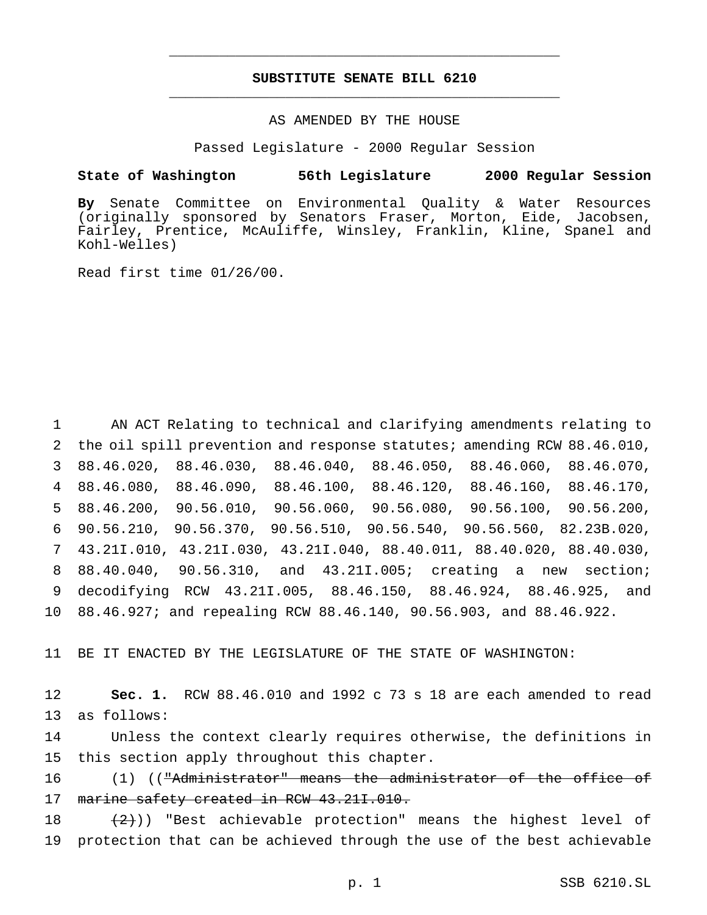# SUBSTITUTE SENATE BILL 6210

AS AMENDED BY THE HOUSE

Passed Legislature - 2000 Regular Session

**State of Washington 56th Legislature 2000 Regular Session**

**By** Senate Committee on Environmental Quality & Water Resources (originally sponsored by Senators Fraser, Morton, Eide, Jacobsen, Fairley, Prentice, McAuliffe, Winsley, Franklin, Kline, Spanel and Kohl-Welles)

Read first time 01/26/00.

1 AN ACT Relating to technical and clarifying amendments relating to
2 the oil spill prevention and response statutes; amending RCW 88.46.010,
3 88.46.020, 88.46.030, 88.46.040, 88.46.050, 88.46.060, 88.46.070,
4 88.46.080, 88.46.090, 88.46.100, 88.46.120, 88.46.160, 88.46.170,
5 88.46.200, 90.56.010, 90.56.060, 90.56.080, 90.56.100, 90.56.200,
6 90.56.210, 90.56.370, 90.56.510, 90.56.540, 90.56.560, 82.23B.020,
7 43.21I.010, 43.21I.030, 43.21I.040, 88.40.011, 88.40.020, 88.40.030,
8 88.40.040, 90.56.310, and 43.21I.005; creating a new section;
9 decodifying RCW 43.21I.005, 88.46.150, 88.46.924, 88.46.925, and
10 88.46.927; and repealing RCW 88.46.140, 90.56.903, and 88.46.922.

11 BE IT ENACTED BY THE LEGISLATURE OF THE STATE OF WASHINGTON:

12 **Sec. 1.** RCW 88.46.010 and 1992 c 73 s 18 are each amended to read
13 as follows:

14 Unless the context clearly requires otherwise, the definitions in
15 this section apply throughout this chapter.

16 (1) ((~~"Administrator" means the administrator of the office of~~
17 ~~marine safety created in RCW 43.21I.010.~~

18 ~~(2)~~)) "Best achievable protection" means the highest level of
19 protection that can be achieved through the use of the best achievable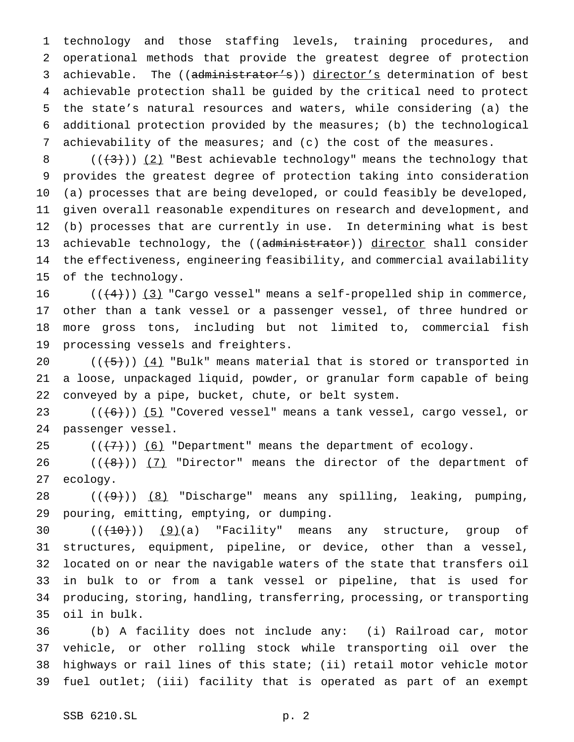technology and those staffing levels, training procedures, and operational methods that provide the greatest degree of protection achievable. The ((~~administrator's~~)) <u>director's</u> determination of best achievable protection shall be guided by the critical need to protect the state's natural resources and waters, while considering (a) the additional protection provided by the measures; (b) the technological achievability of the measures; and (c) the cost of the measures.

((~~(3)~~)) <u>(2)</u> "Best achievable technology" means the technology that provides the greatest degree of protection taking into consideration (a) processes that are being developed, or could feasibly be developed, given overall reasonable expenditures on research and development, and (b) processes that are currently in use. In determining what is best achievable technology, the ((~~administrator~~)) <u>director</u> shall consider the effectiveness, engineering feasibility, and commercial availability of the technology.

((~~(4)~~)) <u>(3)</u> "Cargo vessel" means a self-propelled ship in commerce, other than a tank vessel or a passenger vessel, of three hundred or more gross tons, including but not limited to, commercial fish processing vessels and freighters.

((~~(5)~~)) <u>(4)</u> "Bulk" means material that is stored or transported in a loose, unpackaged liquid, powder, or granular form capable of being conveyed by a pipe, bucket, chute, or belt system.

((~~(6)~~)) <u>(5)</u> "Covered vessel" means a tank vessel, cargo vessel, or passenger vessel.

((~~(7)~~)) <u>(6)</u> "Department" means the department of ecology.

((~~(8)~~)) <u>(7)</u> "Director" means the director of the department of ecology.

((~~(9)~~)) <u>(8)</u> "Discharge" means any spilling, leaking, pumping, pouring, emitting, emptying, or dumping.

((~~(10)~~)) <u>(9)</u>(a) "Facility" means any structure, group of structures, equipment, pipeline, or device, other than a vessel, located on or near the navigable waters of the state that transfers oil in bulk to or from a tank vessel or pipeline, that is used for producing, storing, handling, transferring, processing, or transporting oil in bulk.

(b) A facility does not include any: (i) Railroad car, motor vehicle, or other rolling stock while transporting oil over the highways or rail lines of this state; (ii) retail motor vehicle motor fuel outlet; (iii) facility that is operated as part of an exempt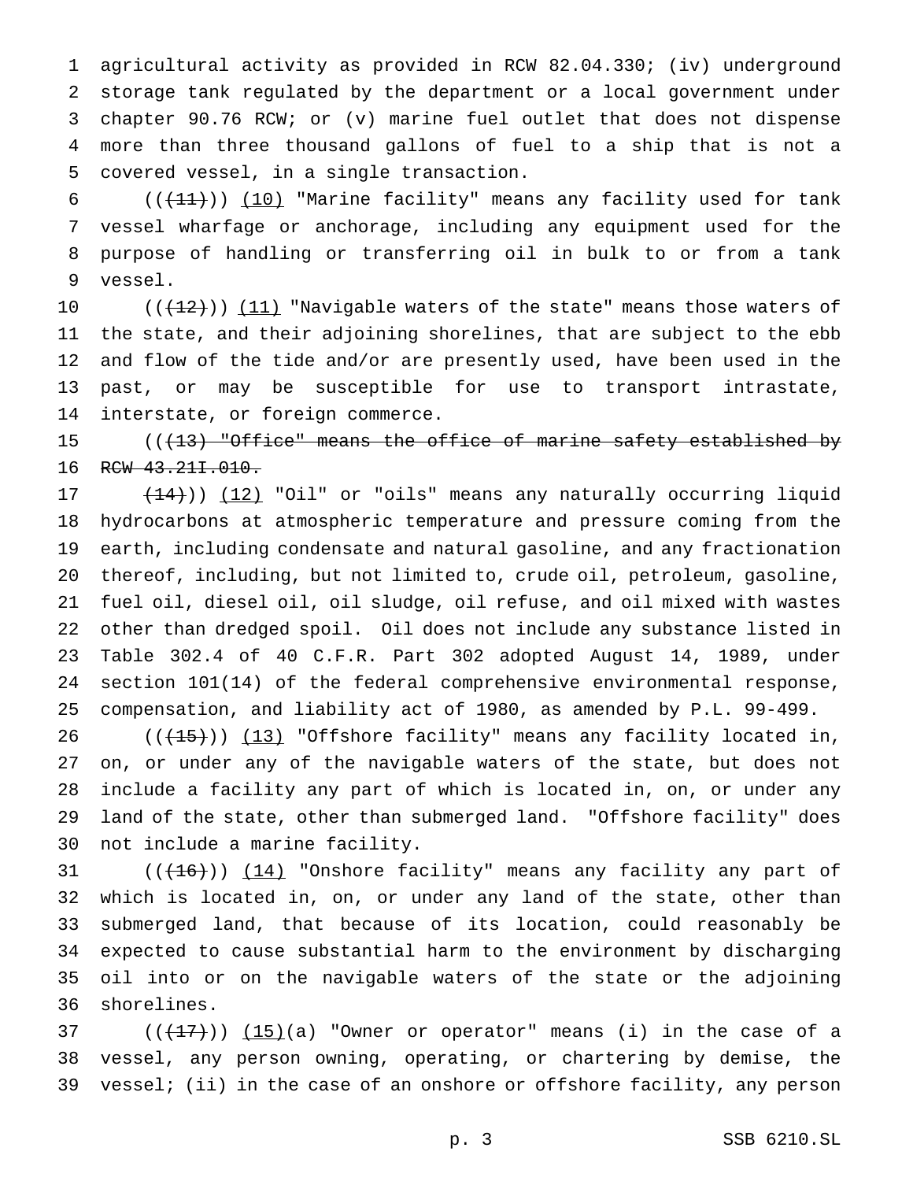agricultural activity as provided in RCW 82.04.330; (iv) underground storage tank regulated by the department or a local government under chapter 90.76 RCW; or (v) marine fuel outlet that does not dispense more than three thousand gallons of fuel to a ship that is not a covered vessel, in a single transaction.

((~~(11)~~)) <u>(10)</u> "Marine facility" means any facility used for tank vessel wharfage or anchorage, including any equipment used for the purpose of handling or transferring oil in bulk to or from a tank vessel.

((~~(12)~~)) <u>(11)</u> "Navigable waters of the state" means those waters of the state, and their adjoining shorelines, that are subject to the ebb and flow of the tide and/or are presently used, have been used in the past, or may be susceptible for use to transport intrastate, interstate, or foreign commerce.

((~~(13) "Office" means the office of marine safety established by RCW 43.21I.010.~~

~~(14)~~)) <u>(12)</u> "Oil" or "oils" means any naturally occurring liquid hydrocarbons at atmospheric temperature and pressure coming from the earth, including condensate and natural gasoline, and any fractionation thereof, including, but not limited to, crude oil, petroleum, gasoline, fuel oil, diesel oil, oil sludge, oil refuse, and oil mixed with wastes other than dredged spoil. Oil does not include any substance listed in Table 302.4 of 40 C.F.R. Part 302 adopted August 14, 1989, under section 101(14) of the federal comprehensive environmental response, compensation, and liability act of 1980, as amended by P.L. 99-499.

((~~(15)~~)) <u>(13)</u> "Offshore facility" means any facility located in, on, or under any of the navigable waters of the state, but does not include a facility any part of which is located in, on, or under any land of the state, other than submerged land. "Offshore facility" does not include a marine facility.

((~~(16)~~)) <u>(14)</u> "Onshore facility" means any facility any part of which is located in, on, or under any land of the state, other than submerged land, that because of its location, could reasonably be expected to cause substantial harm to the environment by discharging oil into or on the navigable waters of the state or the adjoining shorelines.

((~~(17)~~)) <u>(15)</u>(a) "Owner or operator" means (i) in the case of a vessel, any person owning, operating, or chartering by demise, the vessel; (ii) in the case of an onshore or offshore facility, any person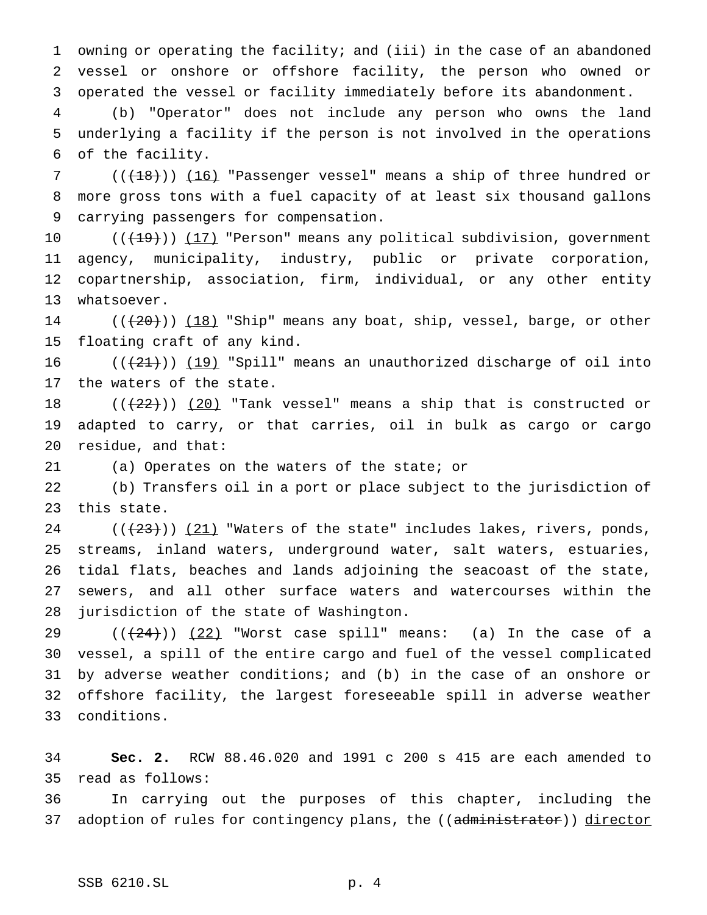owning or operating the facility; and (iii) in the case of an abandoned vessel or onshore or offshore facility, the person who owned or operated the vessel or facility immediately before its abandonment.

(b) "Operator" does not include any person who owns the land underlying a facility if the person is not involved in the operations of the facility.

(((18))) (16) "Passenger vessel" means a ship of three hundred or more gross tons with a fuel capacity of at least six thousand gallons carrying passengers for compensation.

(((19))) (17) "Person" means any political subdivision, government agency, municipality, industry, public or private corporation, copartnership, association, firm, individual, or any other entity whatsoever.

(((20))) (18) "Ship" means any boat, ship, vessel, barge, or other floating craft of any kind.

(((21))) (19) "Spill" means an unauthorized discharge of oil into the waters of the state.

(((22))) (20) "Tank vessel" means a ship that is constructed or adapted to carry, or that carries, oil in bulk as cargo or cargo residue, and that:

(a) Operates on the waters of the state; or

(b) Transfers oil in a port or place subject to the jurisdiction of this state.

(((23))) (21) "Waters of the state" includes lakes, rivers, ponds, streams, inland waters, underground water, salt waters, estuaries, tidal flats, beaches and lands adjoining the seacoast of the state, sewers, and all other surface waters and watercourses within the jurisdiction of the state of Washington.

(((24))) (22) "Worst case spill" means: (a) In the case of a vessel, a spill of the entire cargo and fuel of the vessel complicated by adverse weather conditions; and (b) in the case of an onshore or offshore facility, the largest foreseeable spill in adverse weather conditions.

**Sec. 2.** RCW 88.46.020 and 1991 c 200 s 415 are each amended to read as follows:

In carrying out the purposes of this chapter, including the adoption of rules for contingency plans, the ((administrator)) director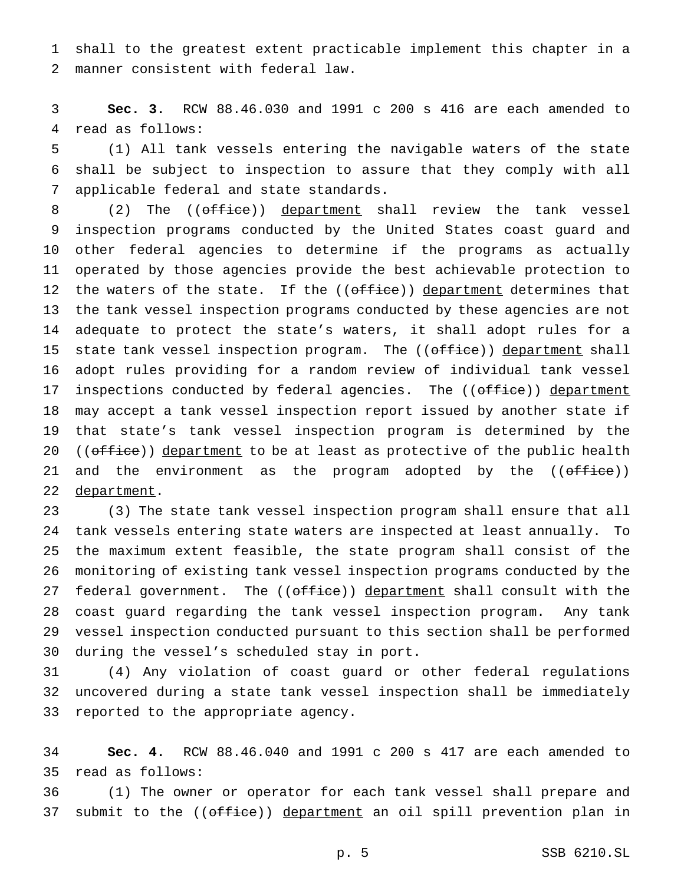shall to the greatest extent practicable implement this chapter in a manner consistent with federal law.

**Sec. 3.** RCW 88.46.030 and 1991 c 200 s 416 are each amended to read as follows:

(1) All tank vessels entering the navigable waters of the state shall be subject to inspection to assure that they comply with all applicable federal and state standards.

(2) The ((~~office~~)) department shall review the tank vessel inspection programs conducted by the United States coast guard and other federal agencies to determine if the programs as actually operated by those agencies provide the best achievable protection to the waters of the state. If the ((~~office~~)) department determines that the tank vessel inspection programs conducted by these agencies are not adequate to protect the state's waters, it shall adopt rules for a state tank vessel inspection program. The ((~~office~~)) department shall adopt rules providing for a random review of individual tank vessel inspections conducted by federal agencies. The ((~~office~~)) department may accept a tank vessel inspection report issued by another state if that state's tank vessel inspection program is determined by the ((~~office~~)) department to be at least as protective of the public health and the environment as the program adopted by the ((~~office~~)) department.

(3) The state tank vessel inspection program shall ensure that all tank vessels entering state waters are inspected at least annually. To the maximum extent feasible, the state program shall consist of the monitoring of existing tank vessel inspection programs conducted by the federal government. The ((~~office~~)) department shall consult with the coast guard regarding the tank vessel inspection program. Any tank vessel inspection conducted pursuant to this section shall be performed during the vessel's scheduled stay in port.

(4) Any violation of coast guard or other federal regulations uncovered during a state tank vessel inspection shall be immediately reported to the appropriate agency.

**Sec. 4.** RCW 88.46.040 and 1991 c 200 s 417 are each amended to read as follows:

(1) The owner or operator for each tank vessel shall prepare and submit to the ((~~office~~)) department an oil spill prevention plan in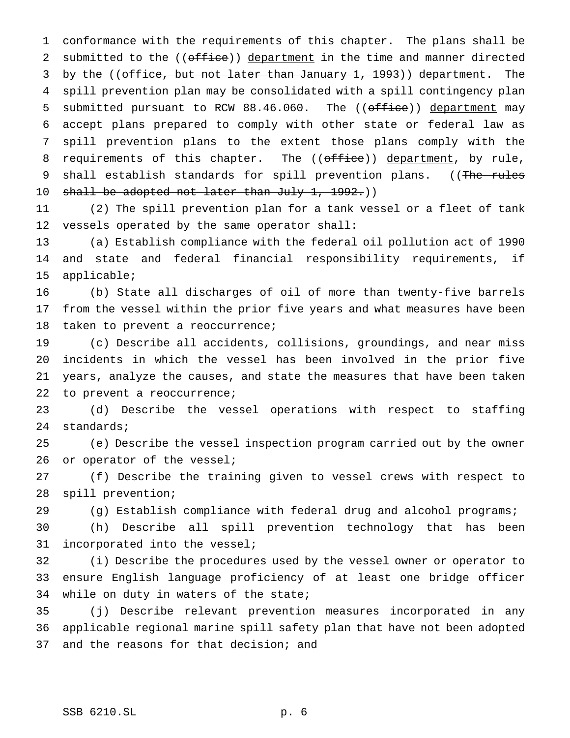conformance with the requirements of this chapter. The plans shall be submitted to the ((~~office~~)) <u>department</u> in the time and manner directed by the ((~~office, but not later than January 1, 1993~~)) <u>department</u>. The spill prevention plan may be consolidated with a spill contingency plan submitted pursuant to RCW 88.46.060. The ((~~office~~)) <u>department</u> may accept plans prepared to comply with other state or federal law as spill prevention plans to the extent those plans comply with the requirements of this chapter. The ((~~office~~)) <u>department</u>, by rule, shall establish standards for spill prevention plans. ((~~The rules shall be adopted not later than July 1, 1992.~~))

(2) The spill prevention plan for a tank vessel or a fleet of tank vessels operated by the same operator shall:

(a) Establish compliance with the federal oil pollution act of 1990 and state and federal financial responsibility requirements, if applicable;

(b) State all discharges of oil of more than twenty-five barrels from the vessel within the prior five years and what measures have been taken to prevent a reoccurrence;

(c) Describe all accidents, collisions, groundings, and near miss incidents in which the vessel has been involved in the prior five years, analyze the causes, and state the measures that have been taken to prevent a reoccurrence;

(d) Describe the vessel operations with respect to staffing standards;

(e) Describe the vessel inspection program carried out by the owner or operator of the vessel;

(f) Describe the training given to vessel crews with respect to spill prevention;

(g) Establish compliance with federal drug and alcohol programs;

(h) Describe all spill prevention technology that has been incorporated into the vessel;

(i) Describe the procedures used by the vessel owner or operator to ensure English language proficiency of at least one bridge officer while on duty in waters of the state;

(j) Describe relevant prevention measures incorporated in any applicable regional marine spill safety plan that have not been adopted and the reasons for that decision; and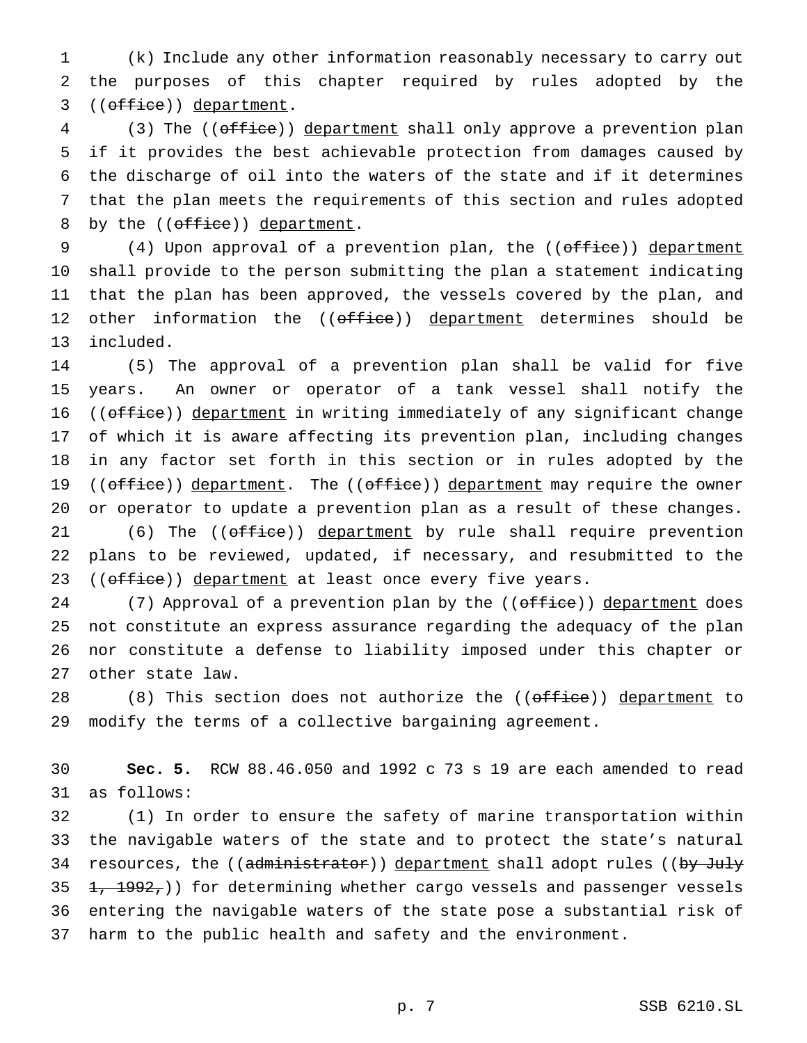(k) Include any other information reasonably necessary to carry out the purposes of this chapter required by rules adopted by the ((~~office~~)) department.

(3) The ((~~office~~)) department shall only approve a prevention plan if it provides the best achievable protection from damages caused by the discharge of oil into the waters of the state and if it determines that the plan meets the requirements of this section and rules adopted by the ((~~office~~)) department.

(4) Upon approval of a prevention plan, the ((~~office~~)) department shall provide to the person submitting the plan a statement indicating that the plan has been approved, the vessels covered by the plan, and other information the ((~~office~~)) department determines should be included.

(5) The approval of a prevention plan shall be valid for five years. An owner or operator of a tank vessel shall notify the ((~~office~~)) department in writing immediately of any significant change of which it is aware affecting its prevention plan, including changes in any factor set forth in this section or in rules adopted by the ((~~office~~)) department. The ((~~office~~)) department may require the owner or operator to update a prevention plan as a result of these changes.

(6) The ((~~office~~)) department by rule shall require prevention plans to be reviewed, updated, if necessary, and resubmitted to the ((~~office~~)) department at least once every five years.

(7) Approval of a prevention plan by the ((~~office~~)) department does not constitute an express assurance regarding the adequacy of the plan nor constitute a defense to liability imposed under this chapter or other state law.

(8) This section does not authorize the ((~~office~~)) department to modify the terms of a collective bargaining agreement.

**Sec. 5.** RCW 88.46.050 and 1992 c 73 s 19 are each amended to read as follows:

(1) In order to ensure the safety of marine transportation within the navigable waters of the state and to protect the state's natural resources, the ((~~administrator~~)) department shall adopt rules ((~~by July 1, 1992,~~)) for determining whether cargo vessels and passenger vessels entering the navigable waters of the state pose a substantial risk of harm to the public health and safety and the environment.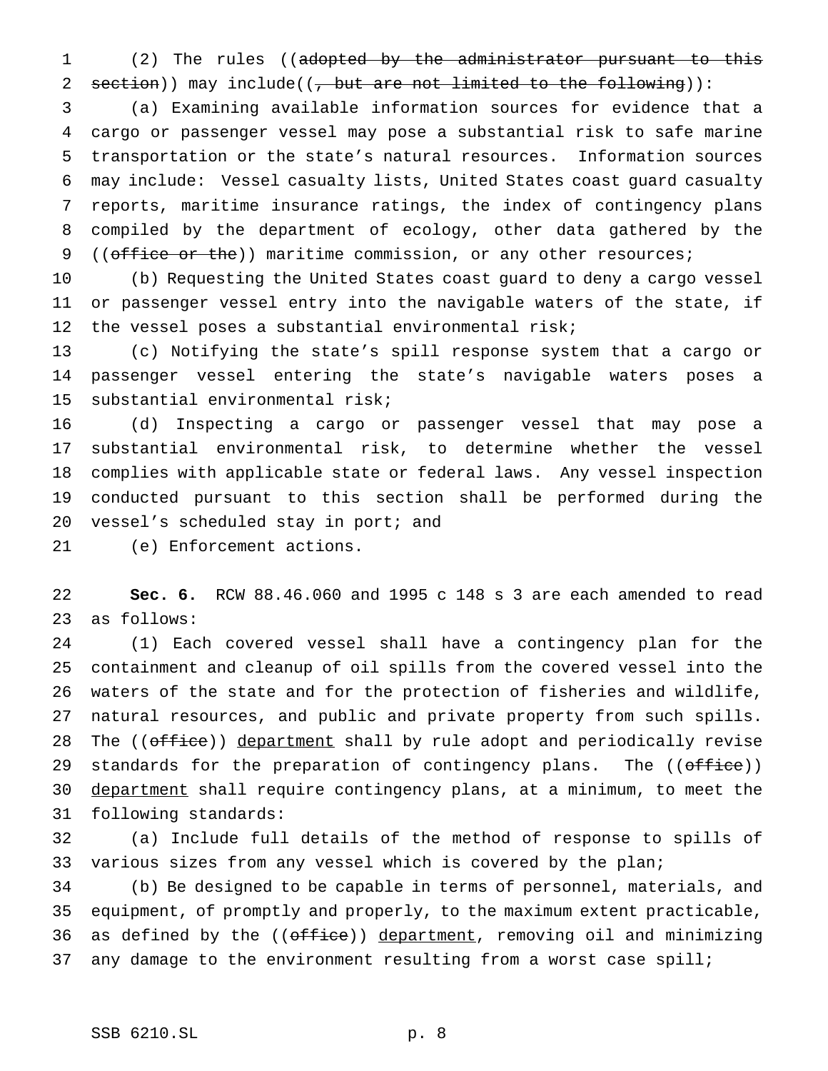(2) The rules ((~~adopted by the administrator pursuant to this section~~)) may include((~~, but are not limited to the following~~)):

(a) Examining available information sources for evidence that a cargo or passenger vessel may pose a substantial risk to safe marine transportation or the state's natural resources. Information sources may include: Vessel casualty lists, United States coast guard casualty reports, maritime insurance ratings, the index of contingency plans compiled by the department of ecology, other data gathered by the ((~~office or the~~)) maritime commission, or any other resources;

(b) Requesting the United States coast guard to deny a cargo vessel or passenger vessel entry into the navigable waters of the state, if the vessel poses a substantial environmental risk;

(c) Notifying the state's spill response system that a cargo or passenger vessel entering the state's navigable waters poses a substantial environmental risk;

(d) Inspecting a cargo or passenger vessel that may pose a substantial environmental risk, to determine whether the vessel complies with applicable state or federal laws. Any vessel inspection conducted pursuant to this section shall be performed during the vessel's scheduled stay in port; and

(e) Enforcement actions.

**Sec. 6.** RCW 88.46.060 and 1995 c 148 s 3 are each amended to read as follows:

(1) Each covered vessel shall have a contingency plan for the containment and cleanup of oil spills from the covered vessel into the waters of the state and for the protection of fisheries and wildlife, natural resources, and public and private property from such spills. The ((~~office~~)) <u>department</u> shall by rule adopt and periodically revise standards for the preparation of contingency plans. The ((~~office~~)) <u>department</u> shall require contingency plans, at a minimum, to meet the following standards:

(a) Include full details of the method of response to spills of various sizes from any vessel which is covered by the plan;

(b) Be designed to be capable in terms of personnel, materials, and equipment, of promptly and properly, to the maximum extent practicable, as defined by the ((~~office~~)) <u>department</u>, removing oil and minimizing any damage to the environment resulting from a worst case spill;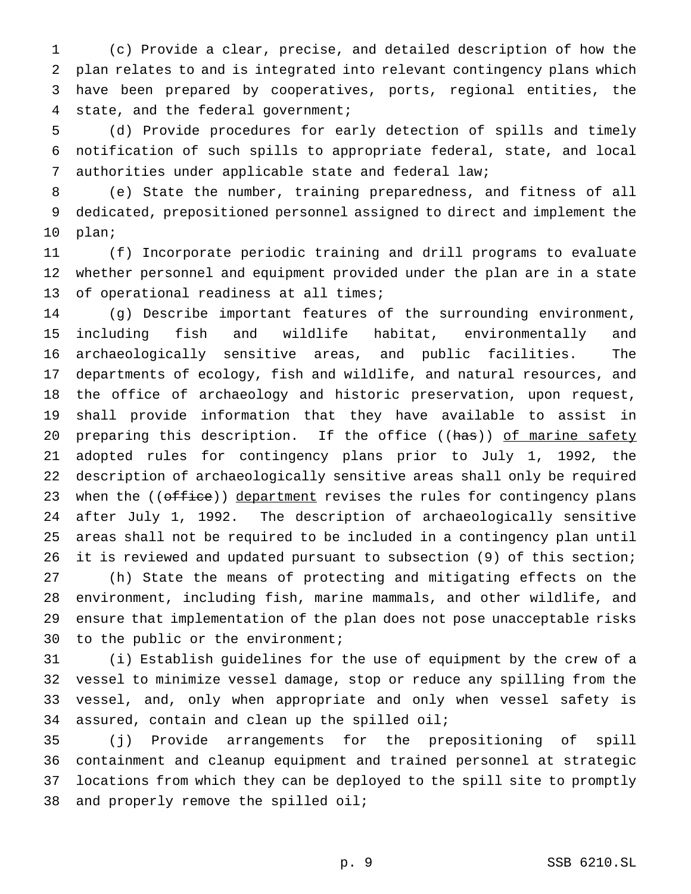(c) Provide a clear, precise, and detailed description of how the plan relates to and is integrated into relevant contingency plans which have been prepared by cooperatives, ports, regional entities, the state, and the federal government;

(d) Provide procedures for early detection of spills and timely notification of such spills to appropriate federal, state, and local authorities under applicable state and federal law;

(e) State the number, training preparedness, and fitness of all dedicated, prepositioned personnel assigned to direct and implement the plan;

(f) Incorporate periodic training and drill programs to evaluate whether personnel and equipment provided under the plan are in a state of operational readiness at all times;

(g) Describe important features of the surrounding environment, including fish and wildlife habitat, environmentally and archaeologically sensitive areas, and public facilities. The departments of ecology, fish and wildlife, and natural resources, and the office of archaeology and historic preservation, upon request, shall provide information that they have available to assist in preparing this description. If the office ((~~has~~)) <u>of marine safety</u> adopted rules for contingency plans prior to July 1, 1992, the description of archaeologically sensitive areas shall only be required when the ((~~office~~)) <u>department</u> revises the rules for contingency plans after July 1, 1992. The description of archaeologically sensitive areas shall not be required to be included in a contingency plan until it is reviewed and updated pursuant to subsection (9) of this section;

(h) State the means of protecting and mitigating effects on the environment, including fish, marine mammals, and other wildlife, and ensure that implementation of the plan does not pose unacceptable risks to the public or the environment;

(i) Establish guidelines for the use of equipment by the crew of a vessel to minimize vessel damage, stop or reduce any spilling from the vessel, and, only when appropriate and only when vessel safety is assured, contain and clean up the spilled oil;

(j) Provide arrangements for the prepositioning of spill containment and cleanup equipment and trained personnel at strategic locations from which they can be deployed to the spill site to promptly and properly remove the spilled oil;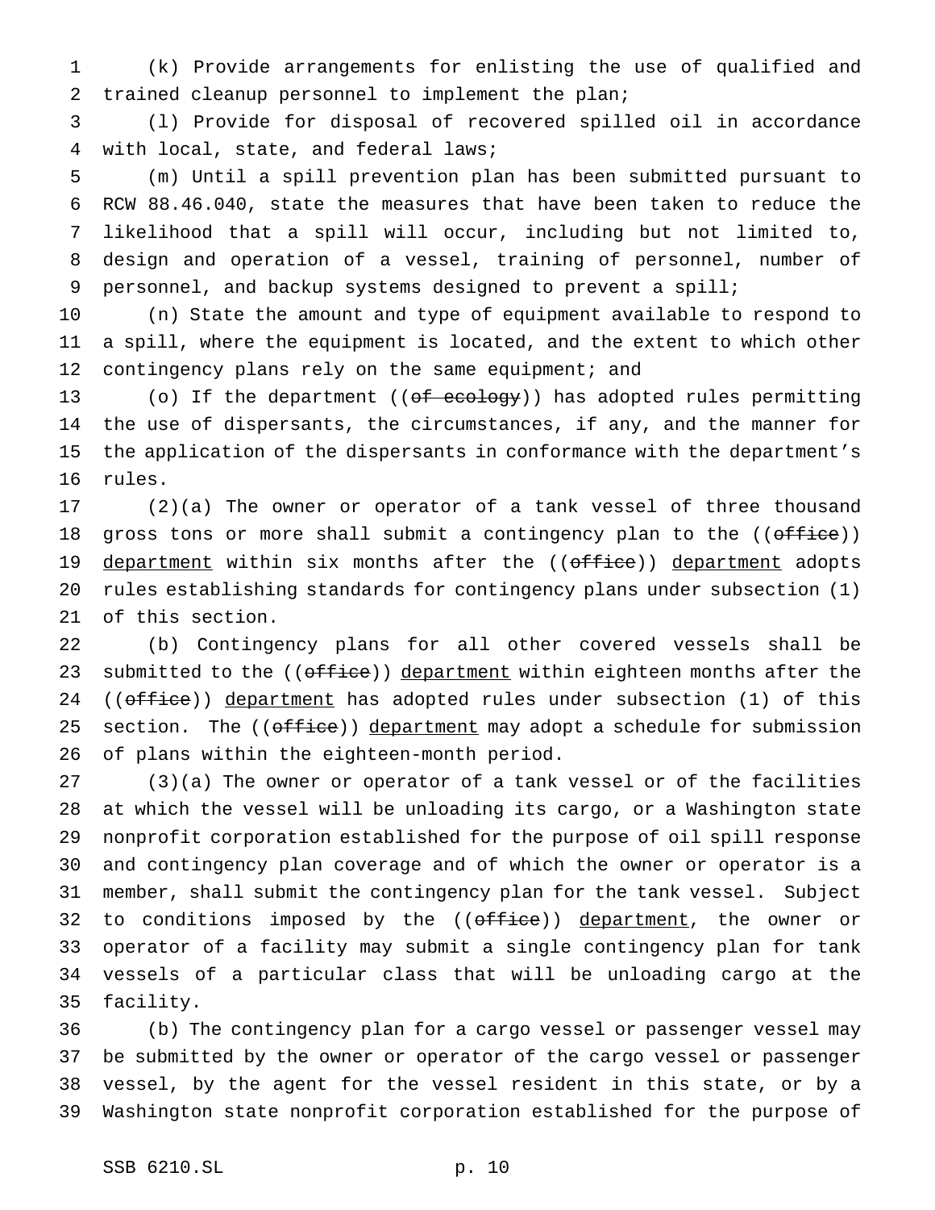(k) Provide arrangements for enlisting the use of qualified and trained cleanup personnel to implement the plan;

(l) Provide for disposal of recovered spilled oil in accordance with local, state, and federal laws;

(m) Until a spill prevention plan has been submitted pursuant to RCW 88.46.040, state the measures that have been taken to reduce the likelihood that a spill will occur, including but not limited to, design and operation of a vessel, training of personnel, number of personnel, and backup systems designed to prevent a spill;

(n) State the amount and type of equipment available to respond to a spill, where the equipment is located, and the extent to which other contingency plans rely on the same equipment; and

(o) If the department ((~~of ecology~~)) has adopted rules permitting the use of dispersants, the circumstances, if any, and the manner for the application of the dispersants in conformance with the department's rules.

(2)(a) The owner or operator of a tank vessel of three thousand gross tons or more shall submit a contingency plan to the ((~~office~~)) <u>department</u> within six months after the ((~~office~~)) <u>department</u> adopts rules establishing standards for contingency plans under subsection (1) of this section.

(b) Contingency plans for all other covered vessels shall be submitted to the ((~~office~~)) <u>department</u> within eighteen months after the ((~~office~~)) <u>department</u> has adopted rules under subsection (1) of this section. The ((~~office~~)) <u>department</u> may adopt a schedule for submission of plans within the eighteen-month period.

(3)(a) The owner or operator of a tank vessel or of the facilities at which the vessel will be unloading its cargo, or a Washington state nonprofit corporation established for the purpose of oil spill response and contingency plan coverage and of which the owner or operator is a member, shall submit the contingency plan for the tank vessel. Subject to conditions imposed by the ((~~office~~)) <u>department</u>, the owner or operator of a facility may submit a single contingency plan for tank vessels of a particular class that will be unloading cargo at the facility.

(b) The contingency plan for a cargo vessel or passenger vessel may be submitted by the owner or operator of the cargo vessel or passenger vessel, by the agent for the vessel resident in this state, or by a Washington state nonprofit corporation established for the purpose of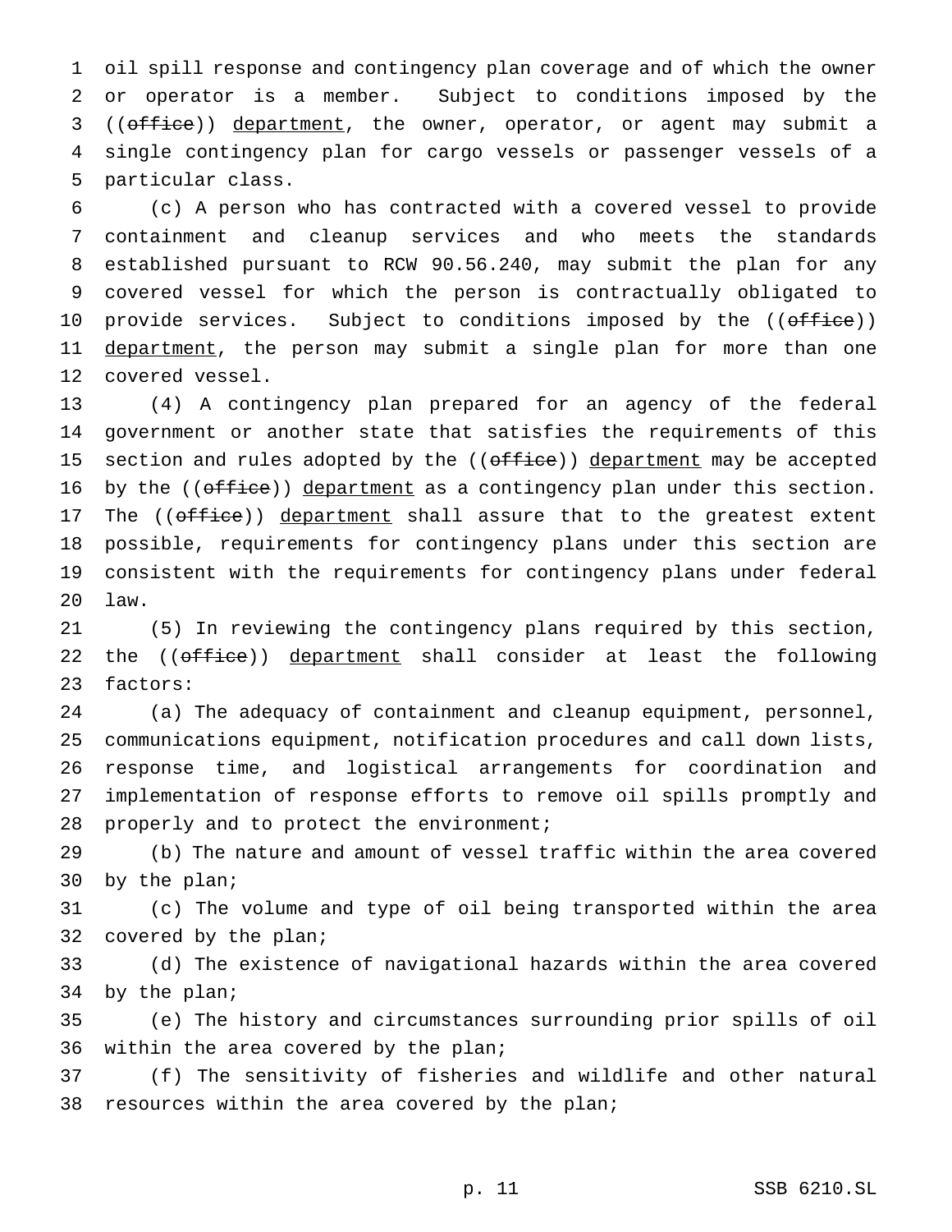oil spill response and contingency plan coverage and of which the owner or operator is a member. Subject to conditions imposed by the ((~~office~~)) department, the owner, operator, or agent may submit a single contingency plan for cargo vessels or passenger vessels of a particular class.

(c) A person who has contracted with a covered vessel to provide containment and cleanup services and who meets the standards established pursuant to RCW 90.56.240, may submit the plan for any covered vessel for which the person is contractually obligated to provide services. Subject to conditions imposed by the ((~~office~~)) department, the person may submit a single plan for more than one covered vessel.

(4) A contingency plan prepared for an agency of the federal government or another state that satisfies the requirements of this section and rules adopted by the ((~~office~~)) department may be accepted by the ((~~office~~)) department as a contingency plan under this section. The ((~~office~~)) department shall assure that to the greatest extent possible, requirements for contingency plans under this section are consistent with the requirements for contingency plans under federal law.

(5) In reviewing the contingency plans required by this section, the ((~~office~~)) department shall consider at least the following factors:

(a) The adequacy of containment and cleanup equipment, personnel, communications equipment, notification procedures and call down lists, response time, and logistical arrangements for coordination and implementation of response efforts to remove oil spills promptly and properly and to protect the environment;

(b) The nature and amount of vessel traffic within the area covered by the plan;

(c) The volume and type of oil being transported within the area covered by the plan;

(d) The existence of navigational hazards within the area covered by the plan;

(e) The history and circumstances surrounding prior spills of oil within the area covered by the plan;

(f) The sensitivity of fisheries and wildlife and other natural resources within the area covered by the plan;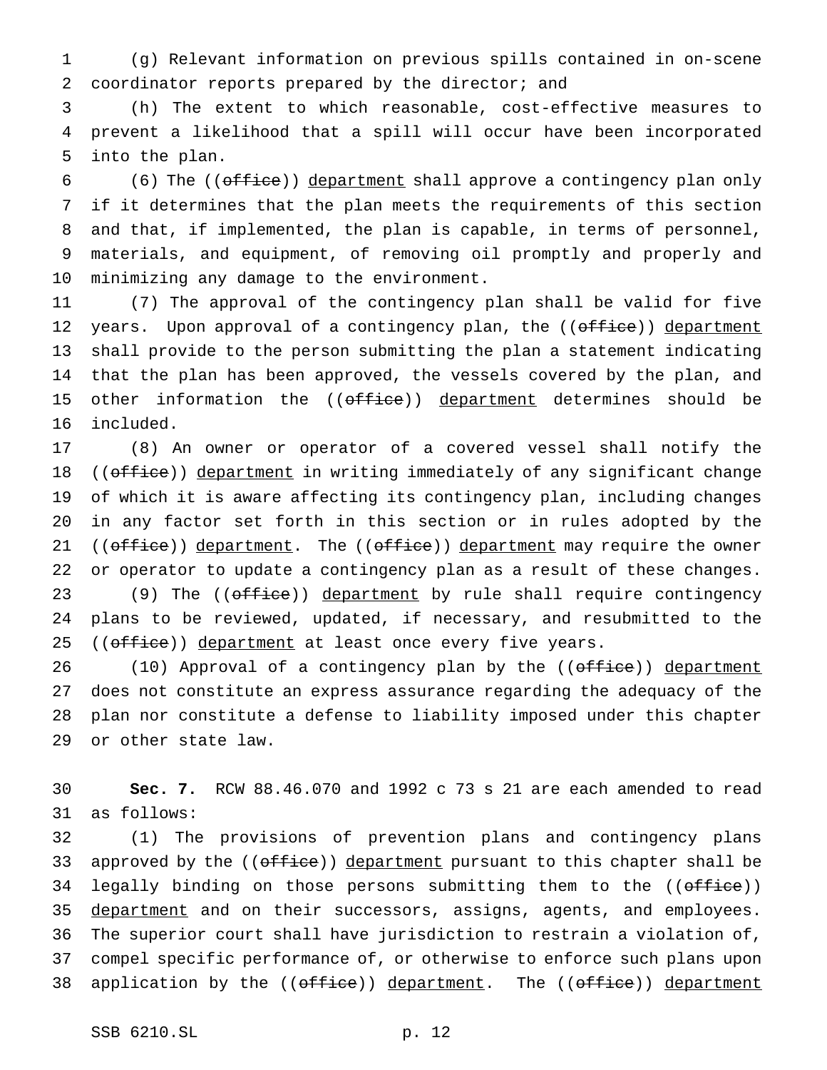(g) Relevant information on previous spills contained in on-scene coordinator reports prepared by the director; and

(h) The extent to which reasonable, cost-effective measures to prevent a likelihood that a spill will occur have been incorporated into the plan.

(6) The ((~~office~~)) department shall approve a contingency plan only if it determines that the plan meets the requirements of this section and that, if implemented, the plan is capable, in terms of personnel, materials, and equipment, of removing oil promptly and properly and minimizing any damage to the environment.

(7) The approval of the contingency plan shall be valid for five years. Upon approval of a contingency plan, the ((~~office~~)) department shall provide to the person submitting the plan a statement indicating that the plan has been approved, the vessels covered by the plan, and other information the ((~~office~~)) department determines should be included.

(8) An owner or operator of a covered vessel shall notify the ((~~office~~)) department in writing immediately of any significant change of which it is aware affecting its contingency plan, including changes in any factor set forth in this section or in rules adopted by the ((~~office~~)) department. The ((~~office~~)) department may require the owner or operator to update a contingency plan as a result of these changes.

(9) The ((~~office~~)) department by rule shall require contingency plans to be reviewed, updated, if necessary, and resubmitted to the ((~~office~~)) department at least once every five years.

(10) Approval of a contingency plan by the ((~~office~~)) department does not constitute an express assurance regarding the adequacy of the plan nor constitute a defense to liability imposed under this chapter or other state law.

**Sec. 7.** RCW 88.46.070 and 1992 c 73 s 21 are each amended to read as follows:

(1) The provisions of prevention plans and contingency plans approved by the ((~~office~~)) department pursuant to this chapter shall be legally binding on those persons submitting them to the ((~~office~~)) department and on their successors, assigns, agents, and employees. The superior court shall have jurisdiction to restrain a violation of, compel specific performance of, or otherwise to enforce such plans upon application by the ((~~office~~)) department. The ((~~office~~)) department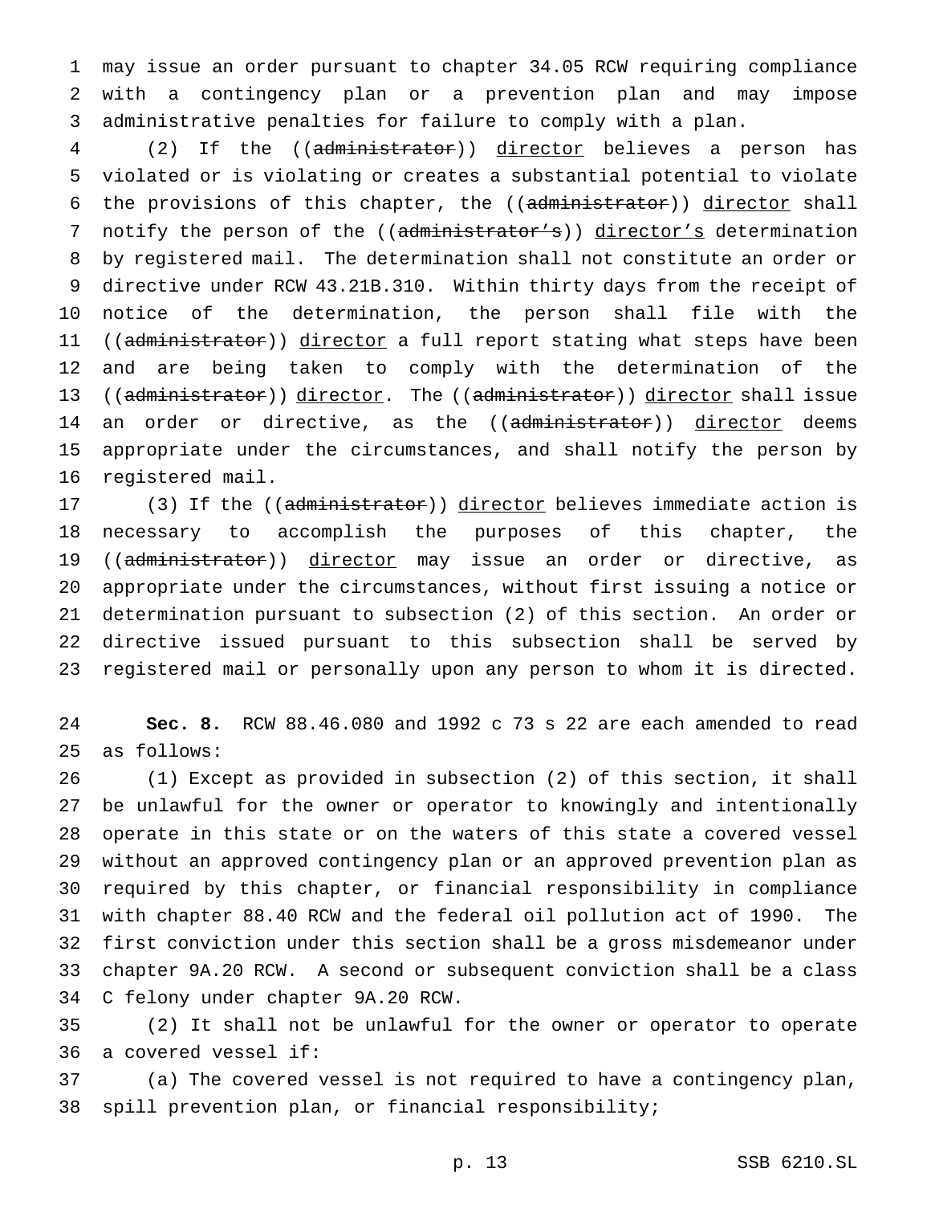may issue an order pursuant to chapter 34.05 RCW requiring compliance with a contingency plan or a prevention plan and may impose administrative penalties for failure to comply with a plan.

(2) If the ((~~administrator~~)) <u>director</u> believes a person has violated or is violating or creates a substantial potential to violate the provisions of this chapter, the ((~~administrator~~)) <u>director</u> shall notify the person of the ((~~administrator's~~)) <u>director's</u> determination by registered mail. The determination shall not constitute an order or directive under RCW 43.21B.310. Within thirty days from the receipt of notice of the determination, the person shall file with the ((~~administrator~~)) <u>director</u> a full report stating what steps have been and are being taken to comply with the determination of the ((~~administrator~~)) <u>director</u>. The ((~~administrator~~)) <u>director</u> shall issue an order or directive, as the ((~~administrator~~)) <u>director</u> deems appropriate under the circumstances, and shall notify the person by registered mail.

(3) If the ((~~administrator~~)) <u>director</u> believes immediate action is necessary to accomplish the purposes of this chapter, the ((~~administrator~~)) <u>director</u> may issue an order or directive, as appropriate under the circumstances, without first issuing a notice or determination pursuant to subsection (2) of this section. An order or directive issued pursuant to this subsection shall be served by registered mail or personally upon any person to whom it is directed.

**Sec. 8.** RCW 88.46.080 and 1992 c 73 s 22 are each amended to read as follows:

(1) Except as provided in subsection (2) of this section, it shall be unlawful for the owner or operator to knowingly and intentionally operate in this state or on the waters of this state a covered vessel without an approved contingency plan or an approved prevention plan as required by this chapter, or financial responsibility in compliance with chapter 88.40 RCW and the federal oil pollution act of 1990. The first conviction under this section shall be a gross misdemeanor under chapter 9A.20 RCW. A second or subsequent conviction shall be a class C felony under chapter 9A.20 RCW.

(2) It shall not be unlawful for the owner or operator to operate a covered vessel if:

(a) The covered vessel is not required to have a contingency plan, spill prevention plan, or financial responsibility;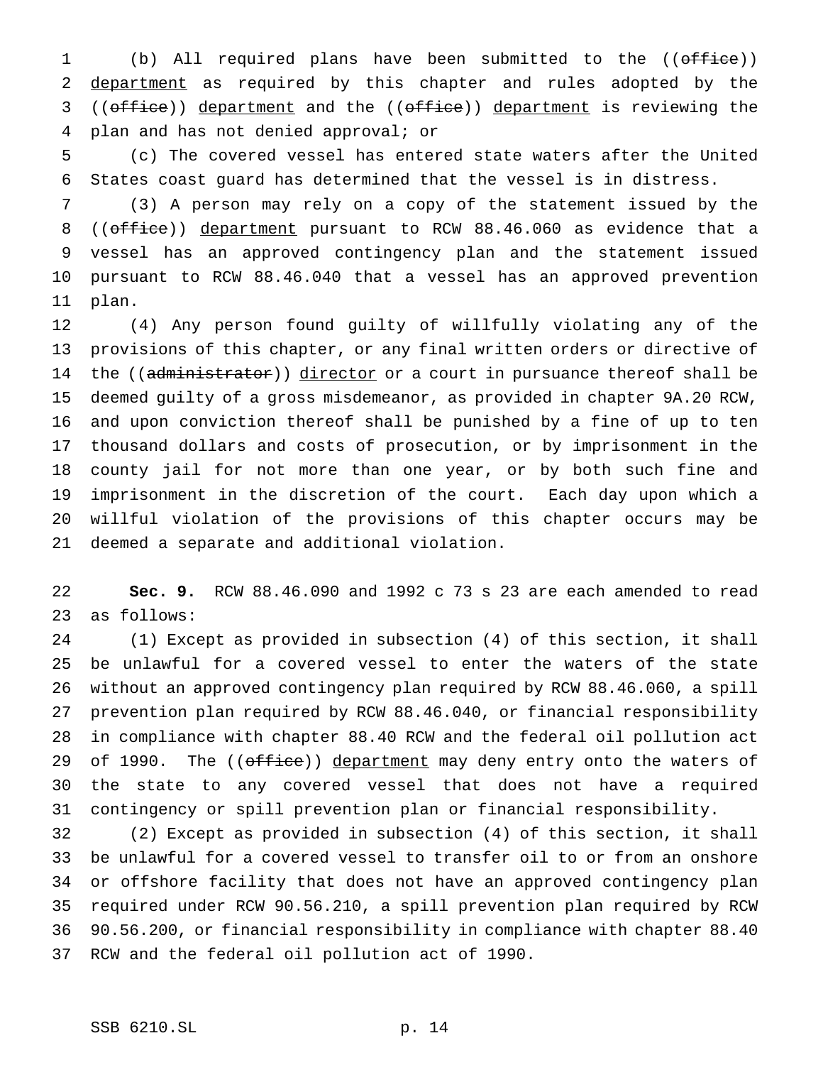(b) All required plans have been submitted to the ((~~office~~)) <u>department</u> as required by this chapter and rules adopted by the ((~~office~~)) <u>department</u> and the ((~~office~~)) <u>department</u> is reviewing the plan and has not denied approval; or

(c) The covered vessel has entered state waters after the United States coast guard has determined that the vessel is in distress.

(3) A person may rely on a copy of the statement issued by the ((~~office~~)) <u>department</u> pursuant to RCW 88.46.060 as evidence that a vessel has an approved contingency plan and the statement issued pursuant to RCW 88.46.040 that a vessel has an approved prevention plan.

(4) Any person found guilty of willfully violating any of the provisions of this chapter, or any final written orders or directive of the ((~~administrator~~)) <u>director</u> or a court in pursuance thereof shall be deemed guilty of a gross misdemeanor, as provided in chapter 9A.20 RCW, and upon conviction thereof shall be punished by a fine of up to ten thousand dollars and costs of prosecution, or by imprisonment in the county jail for not more than one year, or by both such fine and imprisonment in the discretion of the court. Each day upon which a willful violation of the provisions of this chapter occurs may be deemed a separate and additional violation.

**Sec. 9.** RCW 88.46.090 and 1992 c 73 s 23 are each amended to read as follows:

(1) Except as provided in subsection (4) of this section, it shall be unlawful for a covered vessel to enter the waters of the state without an approved contingency plan required by RCW 88.46.060, a spill prevention plan required by RCW 88.46.040, or financial responsibility in compliance with chapter 88.40 RCW and the federal oil pollution act of 1990. The ((~~office~~)) <u>department</u> may deny entry onto the waters of the state to any covered vessel that does not have a required contingency or spill prevention plan or financial responsibility.

(2) Except as provided in subsection (4) of this section, it shall be unlawful for a covered vessel to transfer oil to or from an onshore or offshore facility that does not have an approved contingency plan required under RCW 90.56.210, a spill prevention plan required by RCW 90.56.200, or financial responsibility in compliance with chapter 88.40 RCW and the federal oil pollution act of 1990.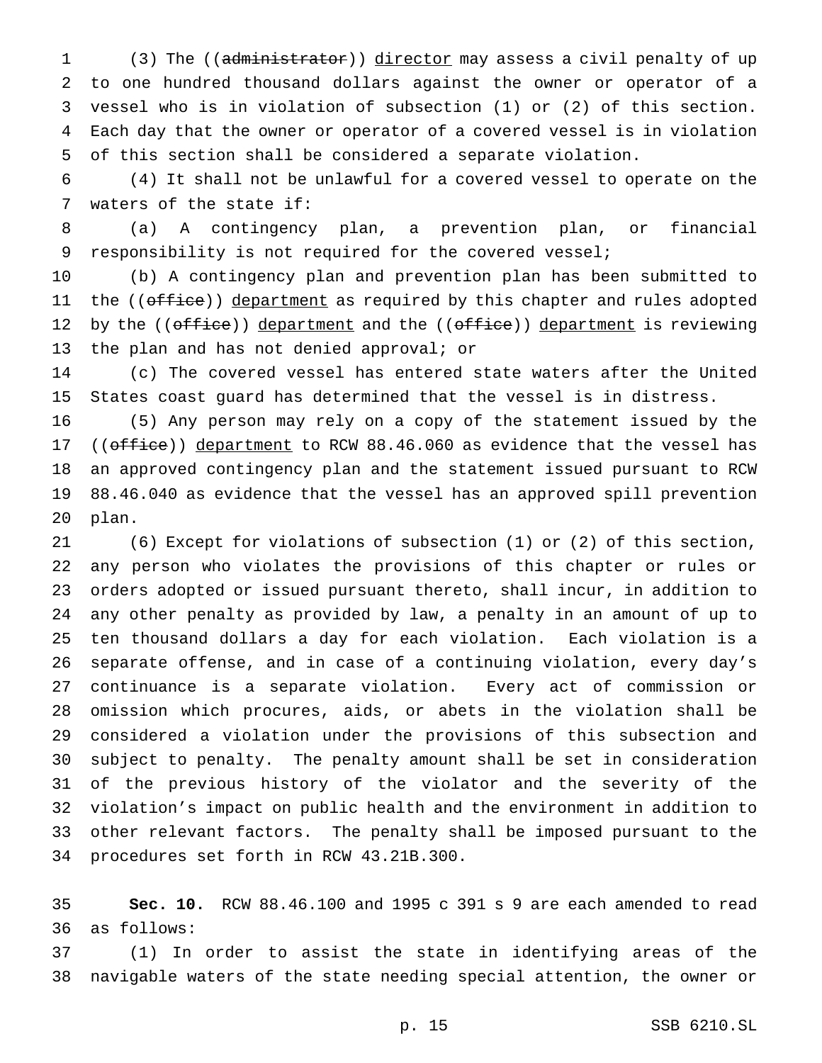(3) The ((~~administrator~~)) <u>director</u> may assess a civil penalty of up to one hundred thousand dollars against the owner or operator of a vessel who is in violation of subsection (1) or (2) of this section. Each day that the owner or operator of a covered vessel is in violation of this section shall be considered a separate violation.

(4) It shall not be unlawful for a covered vessel to operate on the waters of the state if:

(a) A contingency plan, a prevention plan, or financial responsibility is not required for the covered vessel;

(b) A contingency plan and prevention plan has been submitted to the ((~~office~~)) <u>department</u> as required by this chapter and rules adopted by the ((~~office~~)) <u>department</u> and the ((~~office~~)) <u>department</u> is reviewing the plan and has not denied approval; or

(c) The covered vessel has entered state waters after the United States coast guard has determined that the vessel is in distress.

(5) Any person may rely on a copy of the statement issued by the ((~~office~~)) <u>department</u> to RCW 88.46.060 as evidence that the vessel has an approved contingency plan and the statement issued pursuant to RCW 88.46.040 as evidence that the vessel has an approved spill prevention plan.

(6) Except for violations of subsection (1) or (2) of this section, any person who violates the provisions of this chapter or rules or orders adopted or issued pursuant thereto, shall incur, in addition to any other penalty as provided by law, a penalty in an amount of up to ten thousand dollars a day for each violation. Each violation is a separate offense, and in case of a continuing violation, every day's continuance is a separate violation. Every act of commission or omission which procures, aids, or abets in the violation shall be considered a violation under the provisions of this subsection and subject to penalty. The penalty amount shall be set in consideration of the previous history of the violator and the severity of the violation's impact on public health and the environment in addition to other relevant factors. The penalty shall be imposed pursuant to the procedures set forth in RCW 43.21B.300.

**Sec. 10.** RCW 88.46.100 and 1995 c 391 s 9 are each amended to read as follows:

(1) In order to assist the state in identifying areas of the navigable waters of the state needing special attention, the owner or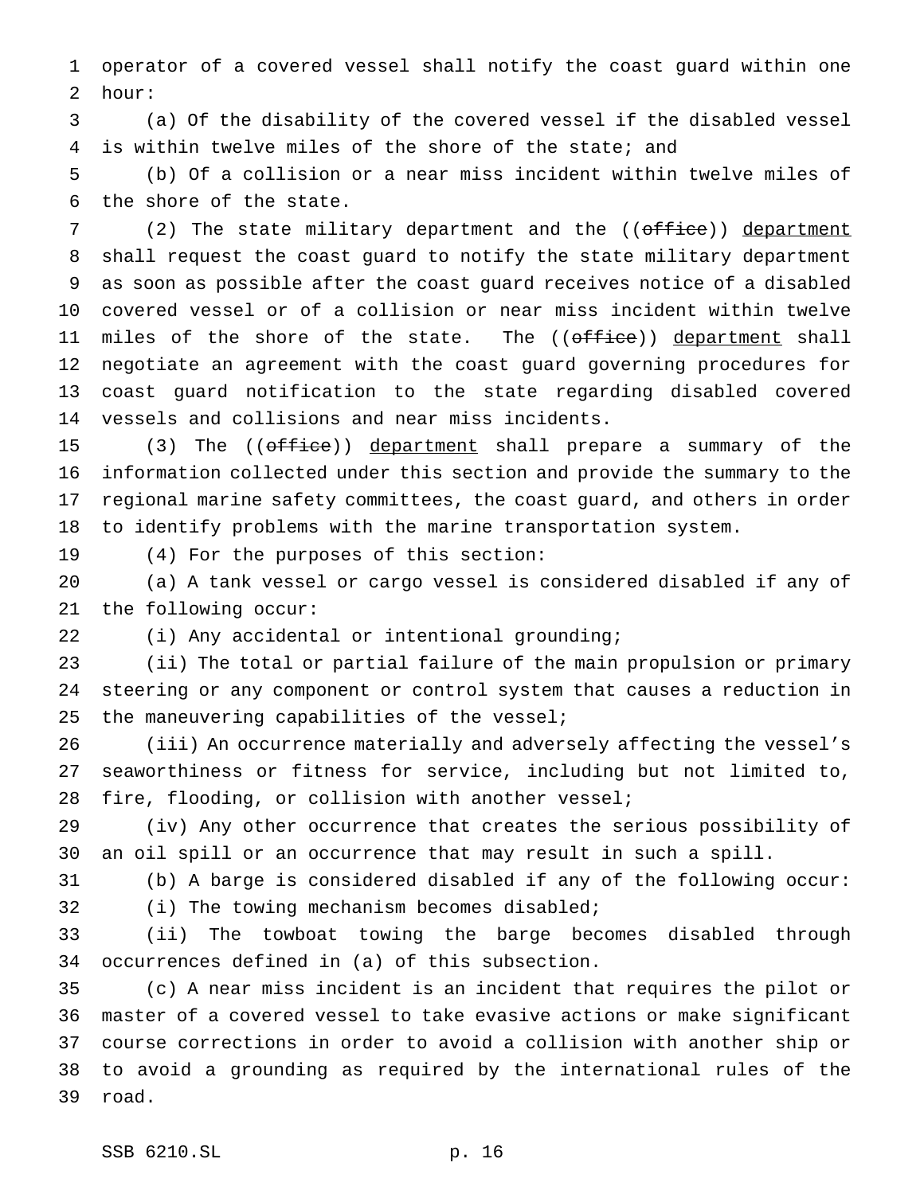operator of a covered vessel shall notify the coast guard within one hour:

(a) Of the disability of the covered vessel if the disabled vessel is within twelve miles of the shore of the state; and

(b) Of a collision or a near miss incident within twelve miles of the shore of the state.

(2) The state military department and the ((~~office~~)) <u>department</u> shall request the coast guard to notify the state military department as soon as possible after the coast guard receives notice of a disabled covered vessel or of a collision or near miss incident within twelve miles of the shore of the state. The ((~~office~~)) <u>department</u> shall negotiate an agreement with the coast guard governing procedures for coast guard notification to the state regarding disabled covered vessels and collisions and near miss incidents.

(3) The ((~~office~~)) <u>department</u> shall prepare a summary of the information collected under this section and provide the summary to the regional marine safety committees, the coast guard, and others in order to identify problems with the marine transportation system.

(4) For the purposes of this section:

(a) A tank vessel or cargo vessel is considered disabled if any of the following occur:

(i) Any accidental or intentional grounding;

(ii) The total or partial failure of the main propulsion or primary steering or any component or control system that causes a reduction in the maneuvering capabilities of the vessel;

(iii) An occurrence materially and adversely affecting the vessel's seaworthiness or fitness for service, including but not limited to, fire, flooding, or collision with another vessel;

(iv) Any other occurrence that creates the serious possibility of an oil spill or an occurrence that may result in such a spill.

(b) A barge is considered disabled if any of the following occur:

(i) The towing mechanism becomes disabled;

(ii) The towboat towing the barge becomes disabled through occurrences defined in (a) of this subsection.

(c) A near miss incident is an incident that requires the pilot or master of a covered vessel to take evasive actions or make significant course corrections in order to avoid a collision with another ship or to avoid a grounding as required by the international rules of the road.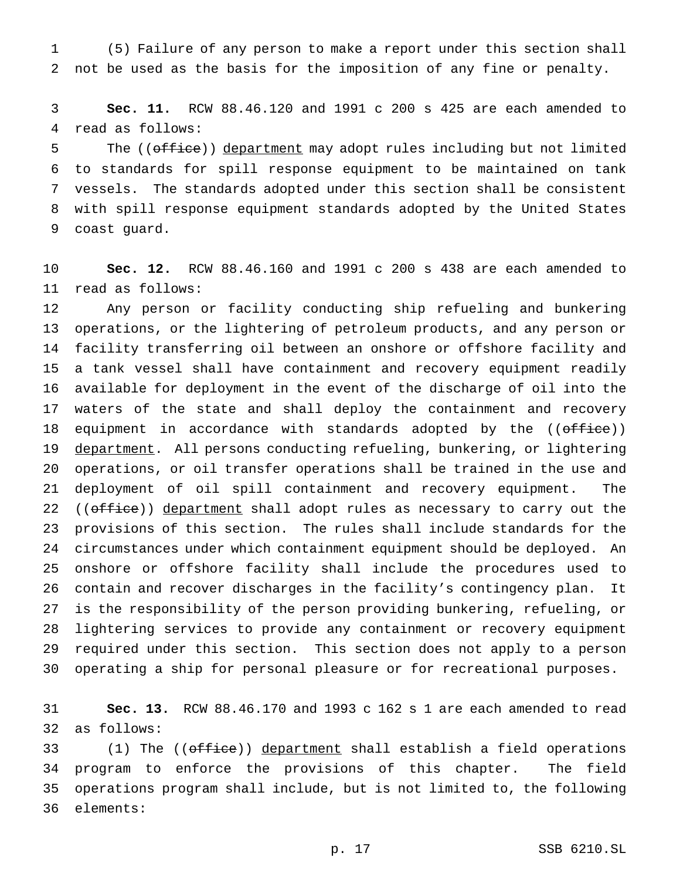(5) Failure of any person to make a report under this section shall not be used as the basis for the imposition of any fine or penalty.

**Sec. 11.** RCW 88.46.120 and 1991 c 200 s 425 are each amended to read as follows:

The ((~~office~~)) <u>department</u> may adopt rules including but not limited to standards for spill response equipment to be maintained on tank vessels. The standards adopted under this section shall be consistent with spill response equipment standards adopted by the United States coast guard.

**Sec. 12.** RCW 88.46.160 and 1991 c 200 s 438 are each amended to read as follows:

Any person or facility conducting ship refueling and bunkering operations, or the lightering of petroleum products, and any person or facility transferring oil between an onshore or offshore facility and a tank vessel shall have containment and recovery equipment readily available for deployment in the event of the discharge of oil into the waters of the state and shall deploy the containment and recovery equipment in accordance with standards adopted by the ((~~office~~)) <u>department</u>. All persons conducting refueling, bunkering, or lightering operations, or oil transfer operations shall be trained in the use and deployment of oil spill containment and recovery equipment. The ((~~office~~)) <u>department</u> shall adopt rules as necessary to carry out the provisions of this section. The rules shall include standards for the circumstances under which containment equipment should be deployed. An onshore or offshore facility shall include the procedures used to contain and recover discharges in the facility's contingency plan. It is the responsibility of the person providing bunkering, refueling, or lightering services to provide any containment or recovery equipment required under this section. This section does not apply to a person operating a ship for personal pleasure or for recreational purposes.

**Sec. 13.** RCW 88.46.170 and 1993 c 162 s 1 are each amended to read as follows:

(1) The ((~~office~~)) <u>department</u> shall establish a field operations program to enforce the provisions of this chapter. The field operations program shall include, but is not limited to, the following elements: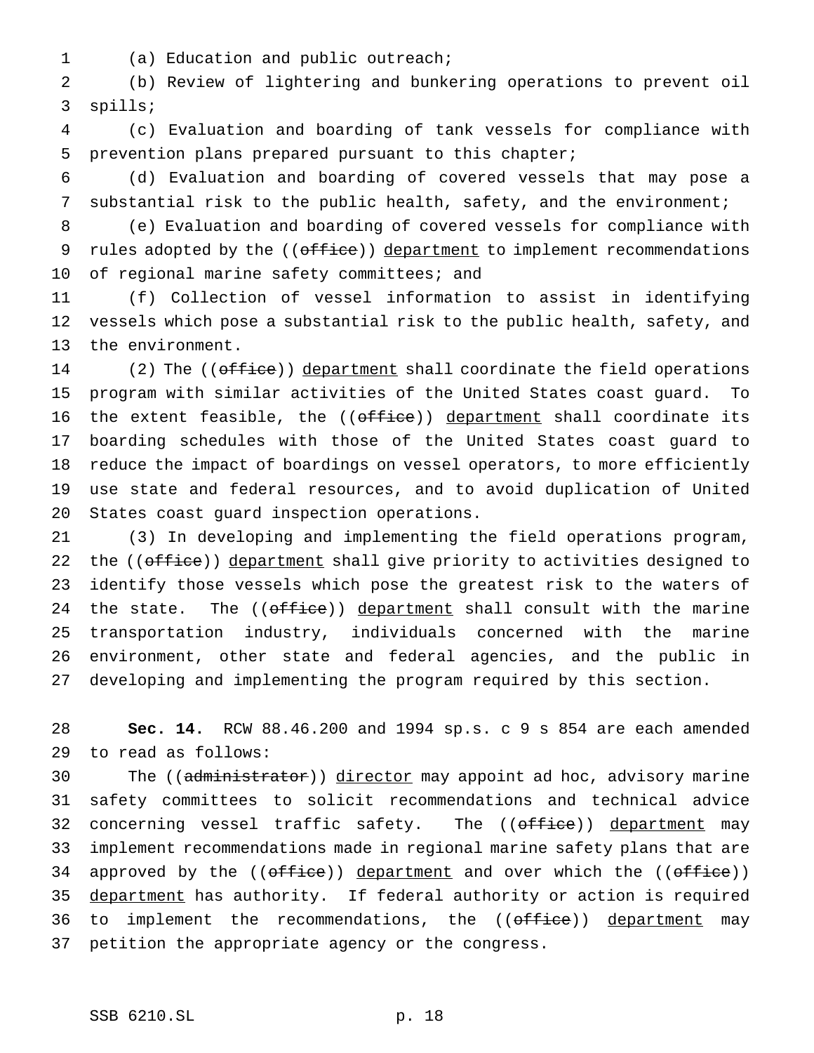(a) Education and public outreach;

(b) Review of lightering and bunkering operations to prevent oil spills;

(c) Evaluation and boarding of tank vessels for compliance with prevention plans prepared pursuant to this chapter;

(d) Evaluation and boarding of covered vessels that may pose a substantial risk to the public health, safety, and the environment;

(e) Evaluation and boarding of covered vessels for compliance with rules adopted by the ((~~office~~)) department to implement recommendations of regional marine safety committees; and

(f) Collection of vessel information to assist in identifying vessels which pose a substantial risk to the public health, safety, and the environment.

(2) The ((~~office~~)) department shall coordinate the field operations program with similar activities of the United States coast guard. To the extent feasible, the ((~~office~~)) department shall coordinate its boarding schedules with those of the United States coast guard to reduce the impact of boardings on vessel operators, to more efficiently use state and federal resources, and to avoid duplication of United States coast guard inspection operations.

(3) In developing and implementing the field operations program, the ((~~office~~)) department shall give priority to activities designed to identify those vessels which pose the greatest risk to the waters of the state. The ((~~office~~)) department shall consult with the marine transportation industry, individuals concerned with the marine environment, other state and federal agencies, and the public in developing and implementing the program required by this section.

**Sec. 14.** RCW 88.46.200 and 1994 sp.s. c 9 s 854 are each amended to read as follows:

The ((~~administrator~~)) director may appoint ad hoc, advisory marine safety committees to solicit recommendations and technical advice concerning vessel traffic safety. The ((~~office~~)) department may implement recommendations made in regional marine safety plans that are approved by the ((~~office~~)) department and over which the ((~~office~~)) department has authority. If federal authority or action is required to implement the recommendations, the ((~~office~~)) department may petition the appropriate agency or the congress.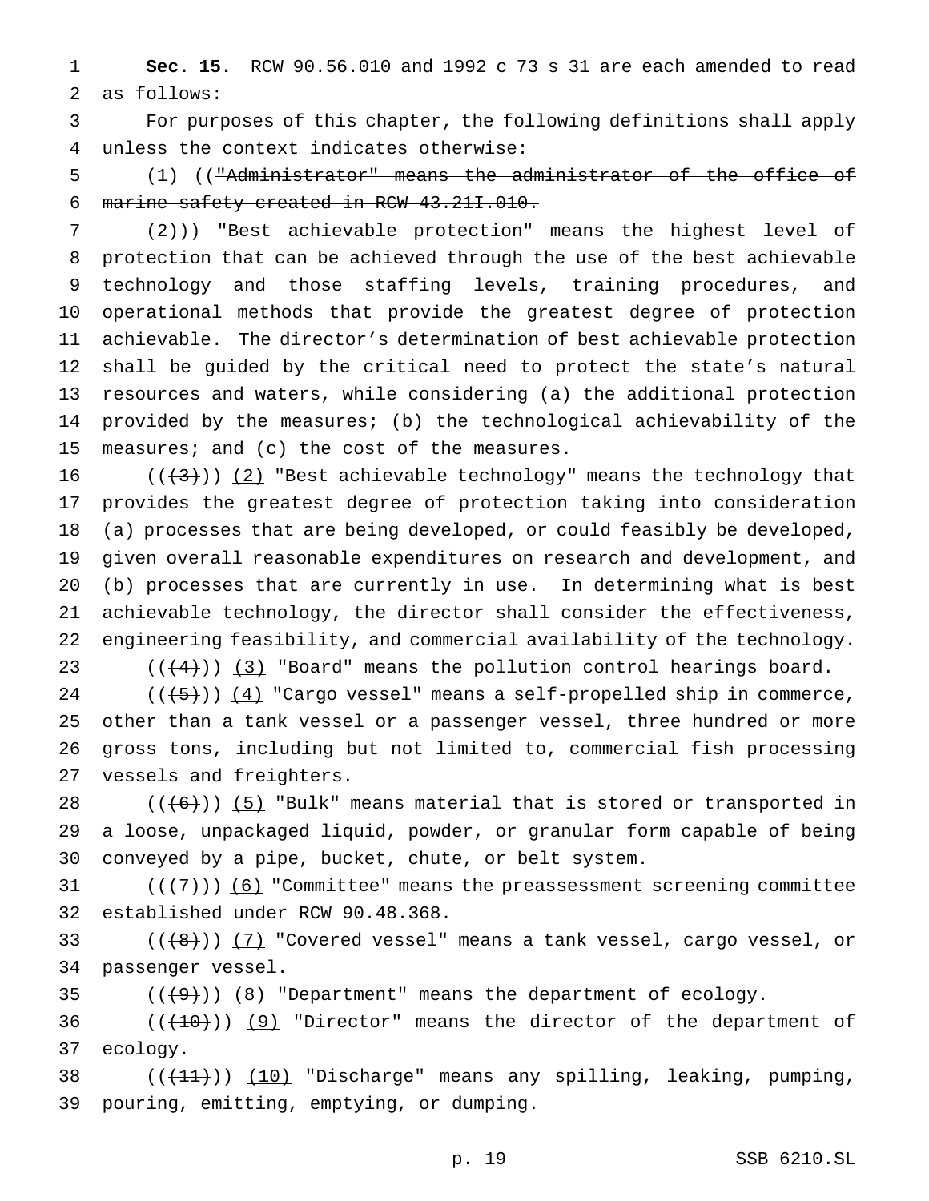**Sec. 15.** RCW 90.56.010 and 1992 c 73 s 31 are each amended to read as follows:

For purposes of this chapter, the following definitions shall apply unless the context indicates otherwise:

(1) ((~~"Administrator" means the administrator of the office of marine safety created in RCW 43.21I.010.~~

~~(2)~~)) "Best achievable protection" means the highest level of protection that can be achieved through the use of the best achievable technology and those staffing levels, training procedures, and operational methods that provide the greatest degree of protection achievable. The director's determination of best achievable protection shall be guided by the critical need to protect the state's natural resources and waters, while considering (a) the additional protection provided by the measures; (b) the technological achievability of the measures; and (c) the cost of the measures.

((~~(3)~~)) <u>(2)</u> "Best achievable technology" means the technology that provides the greatest degree of protection taking into consideration (a) processes that are being developed, or could feasibly be developed, given overall reasonable expenditures on research and development, and (b) processes that are currently in use. In determining what is best achievable technology, the director shall consider the effectiveness, engineering feasibility, and commercial availability of the technology.

((~~(4)~~)) <u>(3)</u> "Board" means the pollution control hearings board.

((~~(5)~~)) <u>(4)</u> "Cargo vessel" means a self-propelled ship in commerce, other than a tank vessel or a passenger vessel, three hundred or more gross tons, including but not limited to, commercial fish processing vessels and freighters.

((~~(6)~~)) <u>(5)</u> "Bulk" means material that is stored or transported in a loose, unpackaged liquid, powder, or granular form capable of being conveyed by a pipe, bucket, chute, or belt system.

((~~(7)~~)) <u>(6)</u> "Committee" means the preassessment screening committee established under RCW 90.48.368.

((~~(8)~~)) <u>(7)</u> "Covered vessel" means a tank vessel, cargo vessel, or passenger vessel.

((~~(9)~~)) <u>(8)</u> "Department" means the department of ecology.

((~~(10)~~)) <u>(9)</u> "Director" means the director of the department of ecology.

((~~(11)~~)) <u>(10)</u> "Discharge" means any spilling, leaking, pumping, pouring, emitting, emptying, or dumping.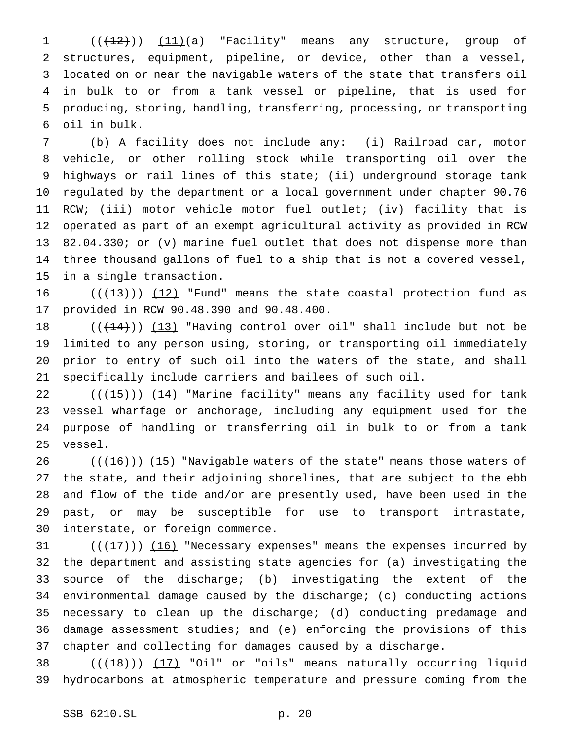(((12))) (11)(a) "Facility" means any structure, group of structures, equipment, pipeline, or device, other than a vessel, located on or near the navigable waters of the state that transfers oil in bulk to or from a tank vessel or pipeline, that is used for producing, storing, handling, transferring, processing, or transporting oil in bulk.

(b) A facility does not include any: (i) Railroad car, motor vehicle, or other rolling stock while transporting oil over the highways or rail lines of this state; (ii) underground storage tank regulated by the department or a local government under chapter 90.76 RCW; (iii) motor vehicle motor fuel outlet; (iv) facility that is operated as part of an exempt agricultural activity as provided in RCW 82.04.330; or (v) marine fuel outlet that does not dispense more than three thousand gallons of fuel to a ship that is not a covered vessel, in a single transaction.

(((13))) (12) "Fund" means the state coastal protection fund as provided in RCW 90.48.390 and 90.48.400.

(((14))) (13) "Having control over oil" shall include but not be limited to any person using, storing, or transporting oil immediately prior to entry of such oil into the waters of the state, and shall specifically include carriers and bailees of such oil.

(((15))) (14) "Marine facility" means any facility used for tank vessel wharfage or anchorage, including any equipment used for the purpose of handling or transferring oil in bulk to or from a tank vessel.

(((16))) (15) "Navigable waters of the state" means those waters of the state, and their adjoining shorelines, that are subject to the ebb and flow of the tide and/or are presently used, have been used in the past, or may be susceptible for use to transport intrastate, interstate, or foreign commerce.

(((17))) (16) "Necessary expenses" means the expenses incurred by the department and assisting state agencies for (a) investigating the source of the discharge; (b) investigating the extent of the environmental damage caused by the discharge; (c) conducting actions necessary to clean up the discharge; (d) conducting predamage and damage assessment studies; and (e) enforcing the provisions of this chapter and collecting for damages caused by a discharge.

(((18))) (17) "Oil" or "oils" means naturally occurring liquid hydrocarbons at atmospheric temperature and pressure coming from the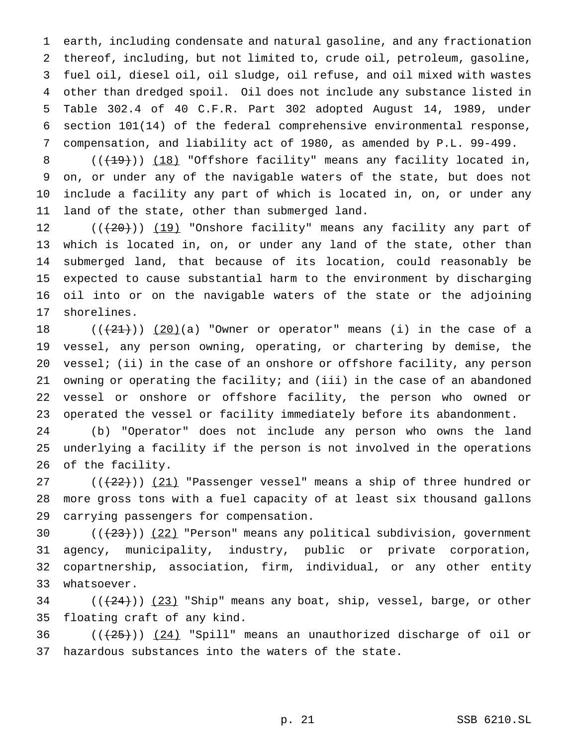earth, including condensate and natural gasoline, and any fractionation thereof, including, but not limited to, crude oil, petroleum, gasoline, fuel oil, diesel oil, oil sludge, oil refuse, and oil mixed with wastes other than dredged spoil. Oil does not include any substance listed in Table 302.4 of 40 C.F.R. Part 302 adopted August 14, 1989, under section 101(14) of the federal comprehensive environmental response, compensation, and liability act of 1980, as amended by P.L. 99-499.

(((19))) (18) "Offshore facility" means any facility located in, on, or under any of the navigable waters of the state, but does not include a facility any part of which is located in, on, or under any land of the state, other than submerged land.

(((20))) (19) "Onshore facility" means any facility any part of which is located in, on, or under any land of the state, other than submerged land, that because of its location, could reasonably be expected to cause substantial harm to the environment by discharging oil into or on the navigable waters of the state or the adjoining shorelines.

(((21))) (20)(a) "Owner or operator" means (i) in the case of a vessel, any person owning, operating, or chartering by demise, the vessel; (ii) in the case of an onshore or offshore facility, any person owning or operating the facility; and (iii) in the case of an abandoned vessel or onshore or offshore facility, the person who owned or operated the vessel or facility immediately before its abandonment.

(b) "Operator" does not include any person who owns the land underlying a facility if the person is not involved in the operations of the facility.

(((22))) (21) "Passenger vessel" means a ship of three hundred or more gross tons with a fuel capacity of at least six thousand gallons carrying passengers for compensation.

(((23))) (22) "Person" means any political subdivision, government agency, municipality, industry, public or private corporation, copartnership, association, firm, individual, or any other entity whatsoever.

(((24))) (23) "Ship" means any boat, ship, vessel, barge, or other floating craft of any kind.

(((25))) (24) "Spill" means an unauthorized discharge of oil or hazardous substances into the waters of the state.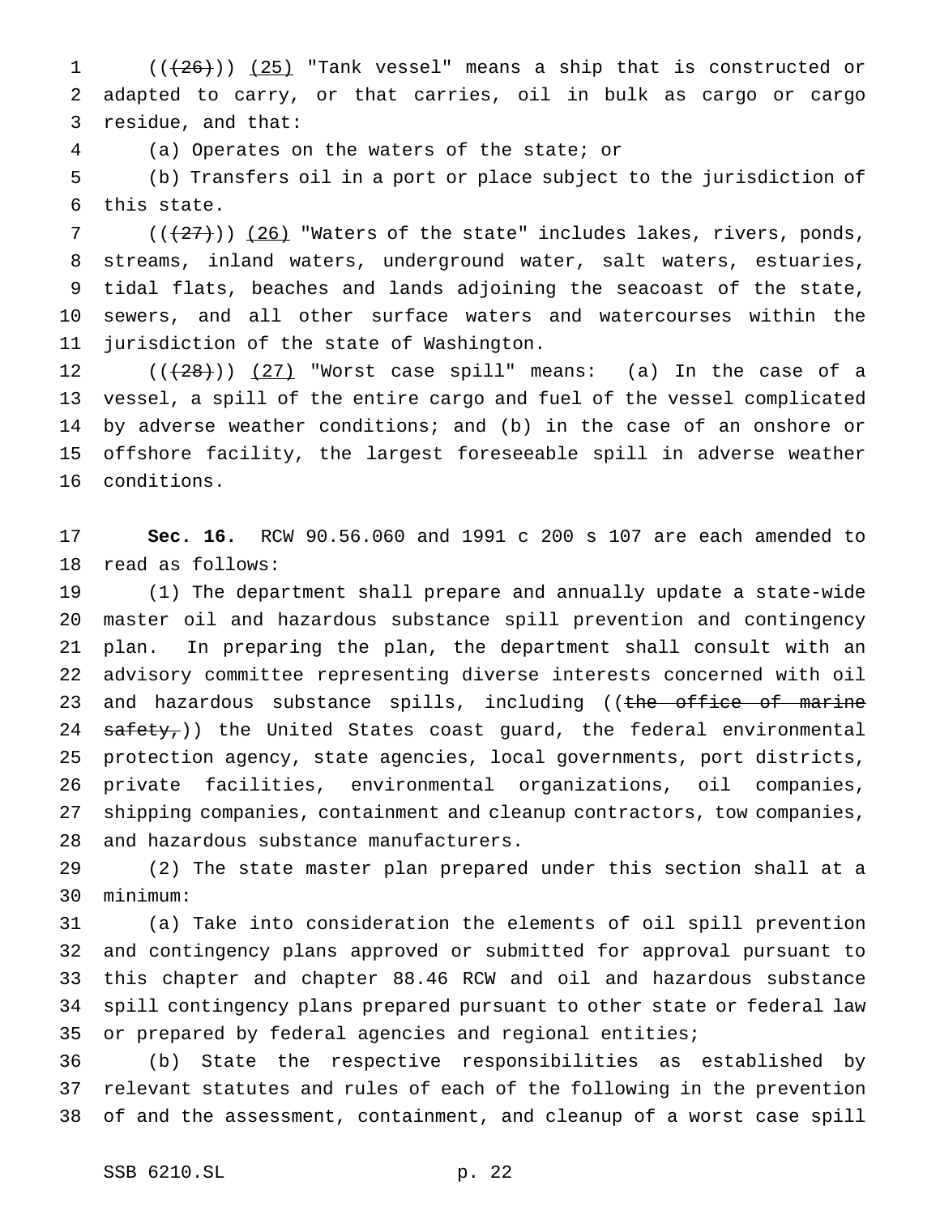(((26))) (25) "Tank vessel" means a ship that is constructed or adapted to carry, or that carries, oil in bulk as cargo or cargo residue, and that:

(a) Operates on the waters of the state; or

(b) Transfers oil in a port or place subject to the jurisdiction of this state.

(((27))) (26) "Waters of the state" includes lakes, rivers, ponds, streams, inland waters, underground water, salt waters, estuaries, tidal flats, beaches and lands adjoining the seacoast of the state, sewers, and all other surface waters and watercourses within the jurisdiction of the state of Washington.

(((28))) (27) "Worst case spill" means: (a) In the case of a vessel, a spill of the entire cargo and fuel of the vessel complicated by adverse weather conditions; and (b) in the case of an onshore or offshore facility, the largest foreseeable spill in adverse weather conditions.

**Sec. 16.** RCW 90.56.060 and 1991 c 200 s 107 are each amended to read as follows:

(1) The department shall prepare and annually update a state-wide master oil and hazardous substance spill prevention and contingency plan. In preparing the plan, the department shall consult with an advisory committee representing diverse interests concerned with oil and hazardous substance spills, including ((~~the office of marine safety,~~)) the United States coast guard, the federal environmental protection agency, state agencies, local governments, port districts, private facilities, environmental organizations, oil companies, shipping companies, containment and cleanup contractors, tow companies, and hazardous substance manufacturers.

(2) The state master plan prepared under this section shall at a minimum:

(a) Take into consideration the elements of oil spill prevention and contingency plans approved or submitted for approval pursuant to this chapter and chapter 88.46 RCW and oil and hazardous substance spill contingency plans prepared pursuant to other state or federal law or prepared by federal agencies and regional entities;

(b) State the respective responsibilities as established by relevant statutes and rules of each of the following in the prevention of and the assessment, containment, and cleanup of a worst case spill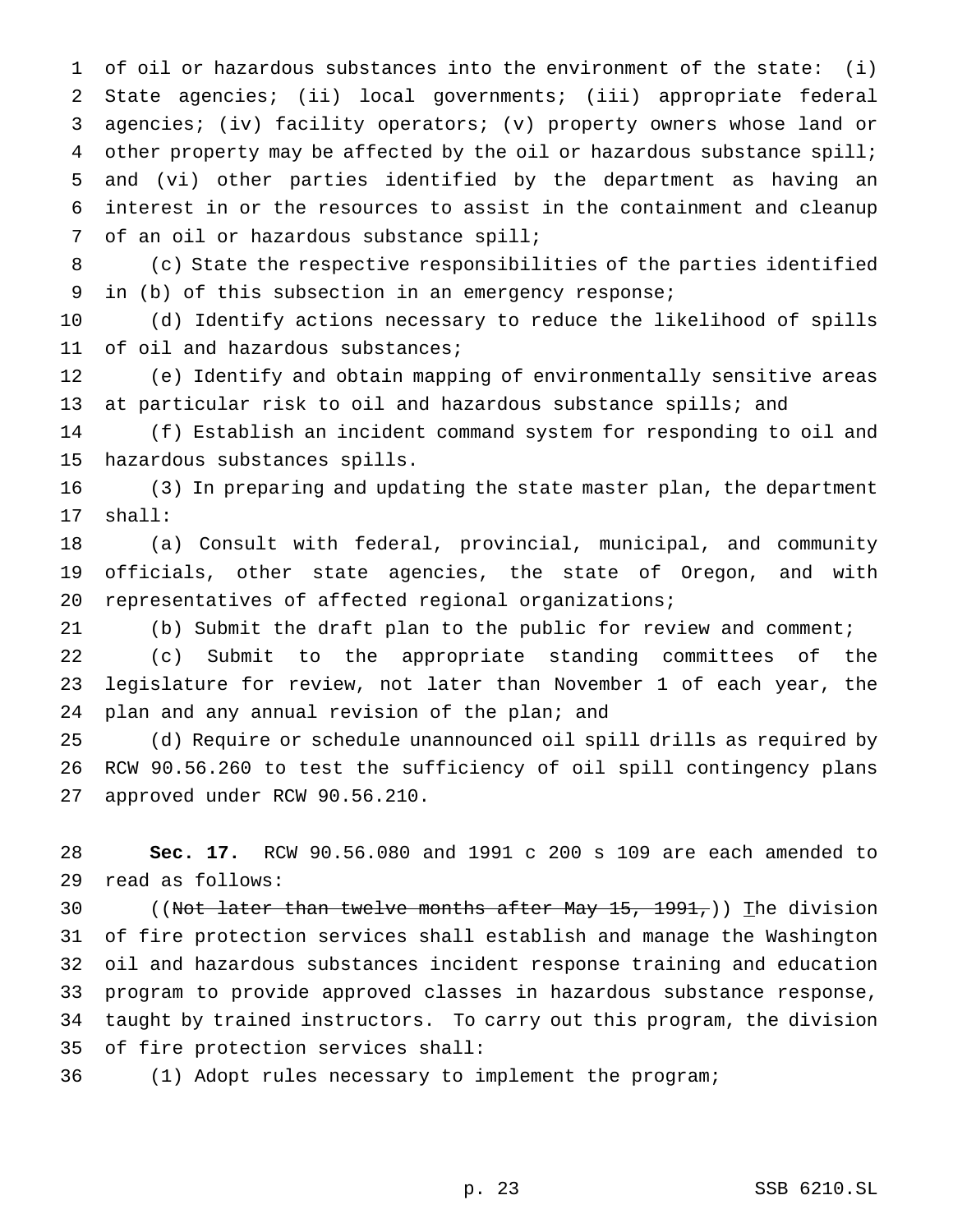of oil or hazardous substances into the environment of the state: (i) State agencies; (ii) local governments; (iii) appropriate federal agencies; (iv) facility operators; (v) property owners whose land or other property may be affected by the oil or hazardous substance spill; and (vi) other parties identified by the department as having an interest in or the resources to assist in the containment and cleanup of an oil or hazardous substance spill;

(c) State the respective responsibilities of the parties identified in (b) of this subsection in an emergency response;

(d) Identify actions necessary to reduce the likelihood of spills of oil and hazardous substances;

(e) Identify and obtain mapping of environmentally sensitive areas at particular risk to oil and hazardous substance spills; and

(f) Establish an incident command system for responding to oil and hazardous substances spills.

(3) In preparing and updating the state master plan, the department shall:

(a) Consult with federal, provincial, municipal, and community officials, other state agencies, the state of Oregon, and with representatives of affected regional organizations;

(b) Submit the draft plan to the public for review and comment;

(c) Submit to the appropriate standing committees of the legislature for review, not later than November 1 of each year, the plan and any annual revision of the plan; and

(d) Require or schedule unannounced oil spill drills as required by RCW 90.56.260 to test the sufficiency of oil spill contingency plans approved under RCW 90.56.210.

**Sec. 17.** RCW 90.56.080 and 1991 c 200 s 109 are each amended to read as follows:

((~~Not later than twelve months after May 15, 1991,~~)) The division of fire protection services shall establish and manage the Washington oil and hazardous substances incident response training and education program to provide approved classes in hazardous substance response, taught by trained instructors. To carry out this program, the division of fire protection services shall:

(1) Adopt rules necessary to implement the program;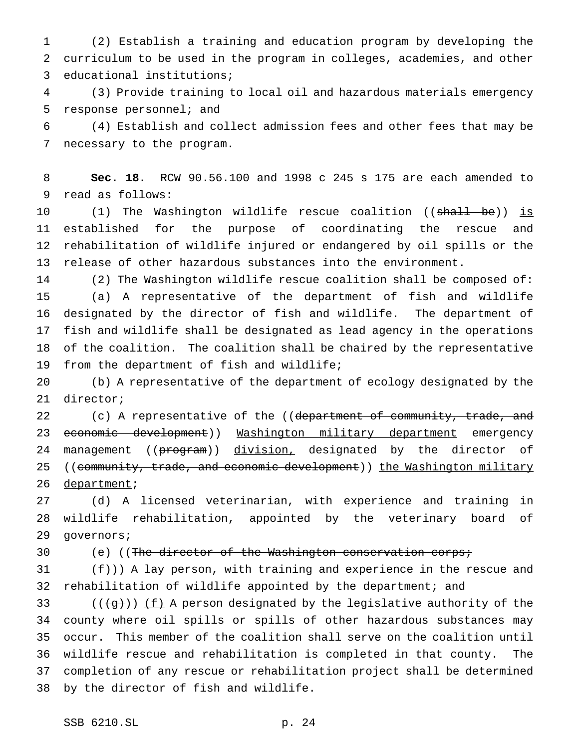(2) Establish a training and education program by developing the curriculum to be used in the program in colleges, academies, and other educational institutions;

(3) Provide training to local oil and hazardous materials emergency response personnel; and

(4) Establish and collect admission fees and other fees that may be necessary to the program.

**Sec. 18.** RCW 90.56.100 and 1998 c 245 s 175 are each amended to read as follows:

(1) The Washington wildlife rescue coalition ((~~shall be~~)) <u>is</u> established for the purpose of coordinating the rescue and rehabilitation of wildlife injured or endangered by oil spills or the release of other hazardous substances into the environment.

(2) The Washington wildlife rescue coalition shall be composed of:

(a) A representative of the department of fish and wildlife designated by the director of fish and wildlife. The department of fish and wildlife shall be designated as lead agency in the operations of the coalition. The coalition shall be chaired by the representative from the department of fish and wildlife;

(b) A representative of the department of ecology designated by the director;

(c) A representative of the ((~~department of community, trade, and economic development~~)) <u>Washington military department</u> emergency management ((~~program~~)) <u>division,</u> designated by the director of ((~~community, trade, and economic development~~)) <u>the Washington military department</u>;

(d) A licensed veterinarian, with experience and training in wildlife rehabilitation, appointed by the veterinary board of governors;

(e) ((~~The director of the Washington conservation corps;~~

~~(f)~~)) A lay person, with training and experience in the rescue and rehabilitation of wildlife appointed by the department; and

((~~(g)~~)) <u>(f)</u> A person designated by the legislative authority of the county where oil spills or spills of other hazardous substances may occur. This member of the coalition shall serve on the coalition until wildlife rescue and rehabilitation is completed in that county. The completion of any rescue or rehabilitation project shall be determined by the director of fish and wildlife.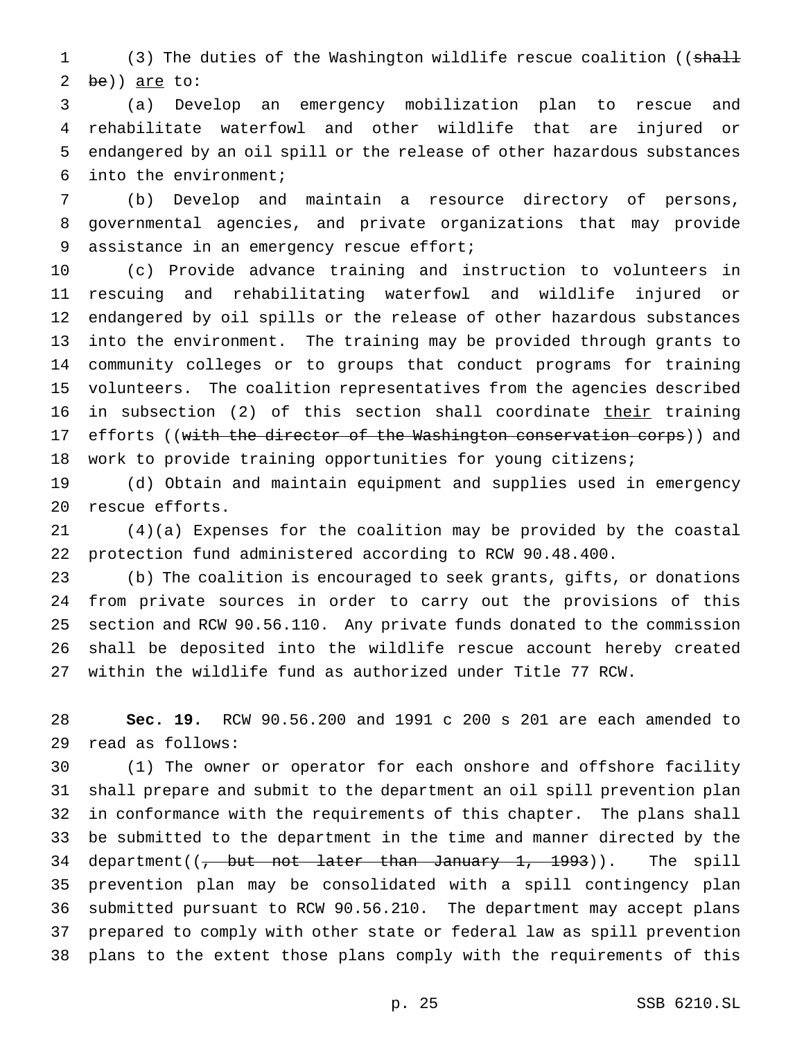(3) The duties of the Washington wildlife rescue coalition ((~~shall be~~)) <u>are</u> to:

(a) Develop an emergency mobilization plan to rescue and rehabilitate waterfowl and other wildlife that are injured or endangered by an oil spill or the release of other hazardous substances into the environment;

(b) Develop and maintain a resource directory of persons, governmental agencies, and private organizations that may provide assistance in an emergency rescue effort;

(c) Provide advance training and instruction to volunteers in rescuing and rehabilitating waterfowl and wildlife injured or endangered by oil spills or the release of other hazardous substances into the environment. The training may be provided through grants to community colleges or to groups that conduct programs for training volunteers. The coalition representatives from the agencies described in subsection (2) of this section shall coordinate <u>their</u> training efforts ((~~with the director of the Washington conservation corps~~)) and work to provide training opportunities for young citizens;

(d) Obtain and maintain equipment and supplies used in emergency rescue efforts.

(4)(a) Expenses for the coalition may be provided by the coastal protection fund administered according to RCW 90.48.400.

(b) The coalition is encouraged to seek grants, gifts, or donations from private sources in order to carry out the provisions of this section and RCW 90.56.110. Any private funds donated to the commission shall be deposited into the wildlife rescue account hereby created within the wildlife fund as authorized under Title 77 RCW.

**Sec. 19.** RCW 90.56.200 and 1991 c 200 s 201 are each amended to read as follows:

(1) The owner or operator for each onshore and offshore facility shall prepare and submit to the department an oil spill prevention plan in conformance with the requirements of this chapter. The plans shall be submitted to the department in the time and manner directed by the department((~~, but not later than January 1, 1993~~)). The spill prevention plan may be consolidated with a spill contingency plan submitted pursuant to RCW 90.56.210. The department may accept plans prepared to comply with other state or federal law as spill prevention plans to the extent those plans comply with the requirements of this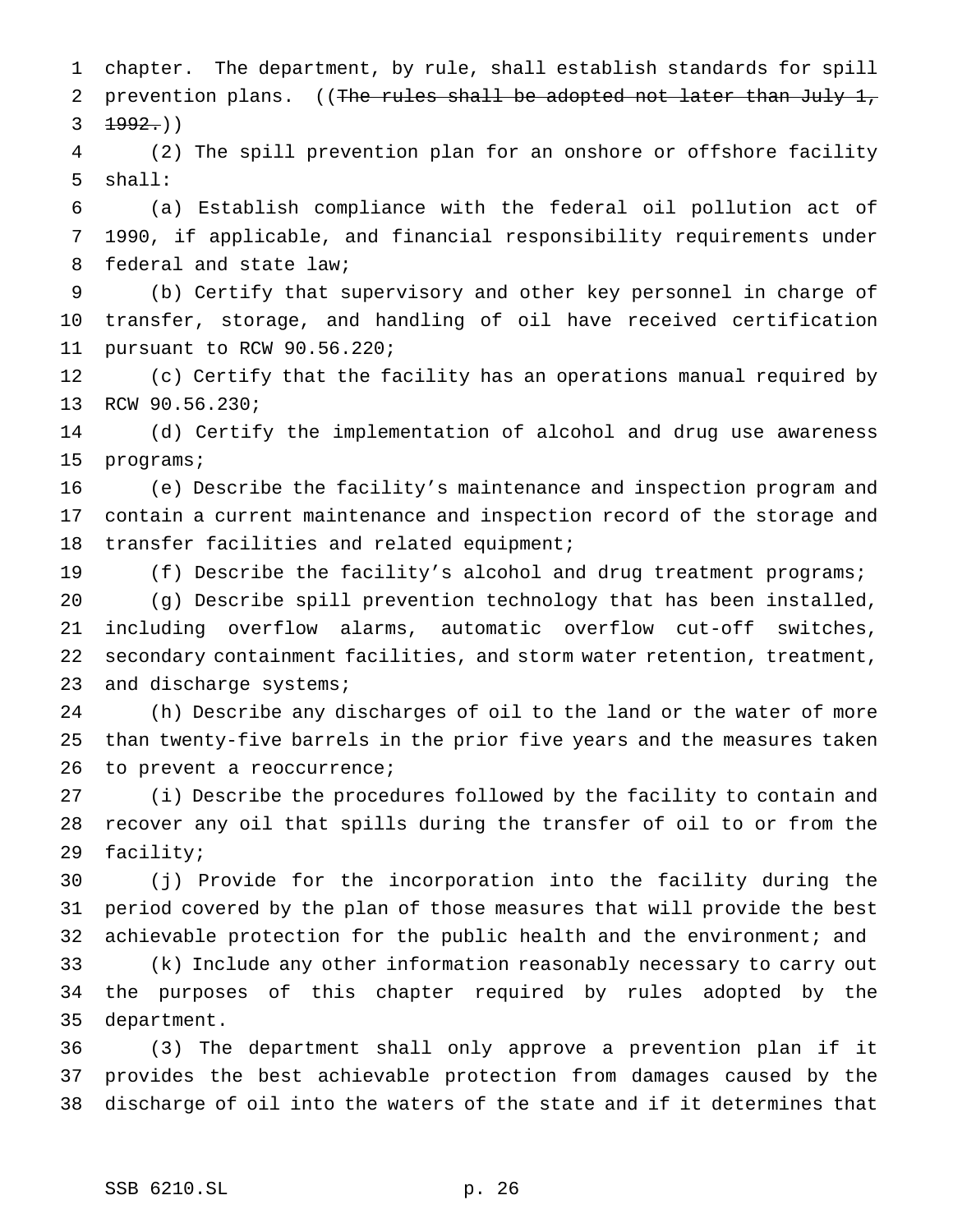chapter. The department, by rule, shall establish standards for spill prevention plans. ((~~The rules shall be adopted not later than July 1, 1992.~~))

(2) The spill prevention plan for an onshore or offshore facility shall:

(a) Establish compliance with the federal oil pollution act of 1990, if applicable, and financial responsibility requirements under federal and state law;

(b) Certify that supervisory and other key personnel in charge of transfer, storage, and handling of oil have received certification pursuant to RCW 90.56.220;

(c) Certify that the facility has an operations manual required by RCW 90.56.230;

(d) Certify the implementation of alcohol and drug use awareness programs;

(e) Describe the facility's maintenance and inspection program and contain a current maintenance and inspection record of the storage and transfer facilities and related equipment;

(f) Describe the facility's alcohol and drug treatment programs;

(g) Describe spill prevention technology that has been installed, including overflow alarms, automatic overflow cut-off switches, secondary containment facilities, and storm water retention, treatment, and discharge systems;

(h) Describe any discharges of oil to the land or the water of more than twenty-five barrels in the prior five years and the measures taken to prevent a reoccurrence;

(i) Describe the procedures followed by the facility to contain and recover any oil that spills during the transfer of oil to or from the facility;

(j) Provide for the incorporation into the facility during the period covered by the plan of those measures that will provide the best achievable protection for the public health and the environment; and

(k) Include any other information reasonably necessary to carry out the purposes of this chapter required by rules adopted by the department.

(3) The department shall only approve a prevention plan if it provides the best achievable protection from damages caused by the discharge of oil into the waters of the state and if it determines that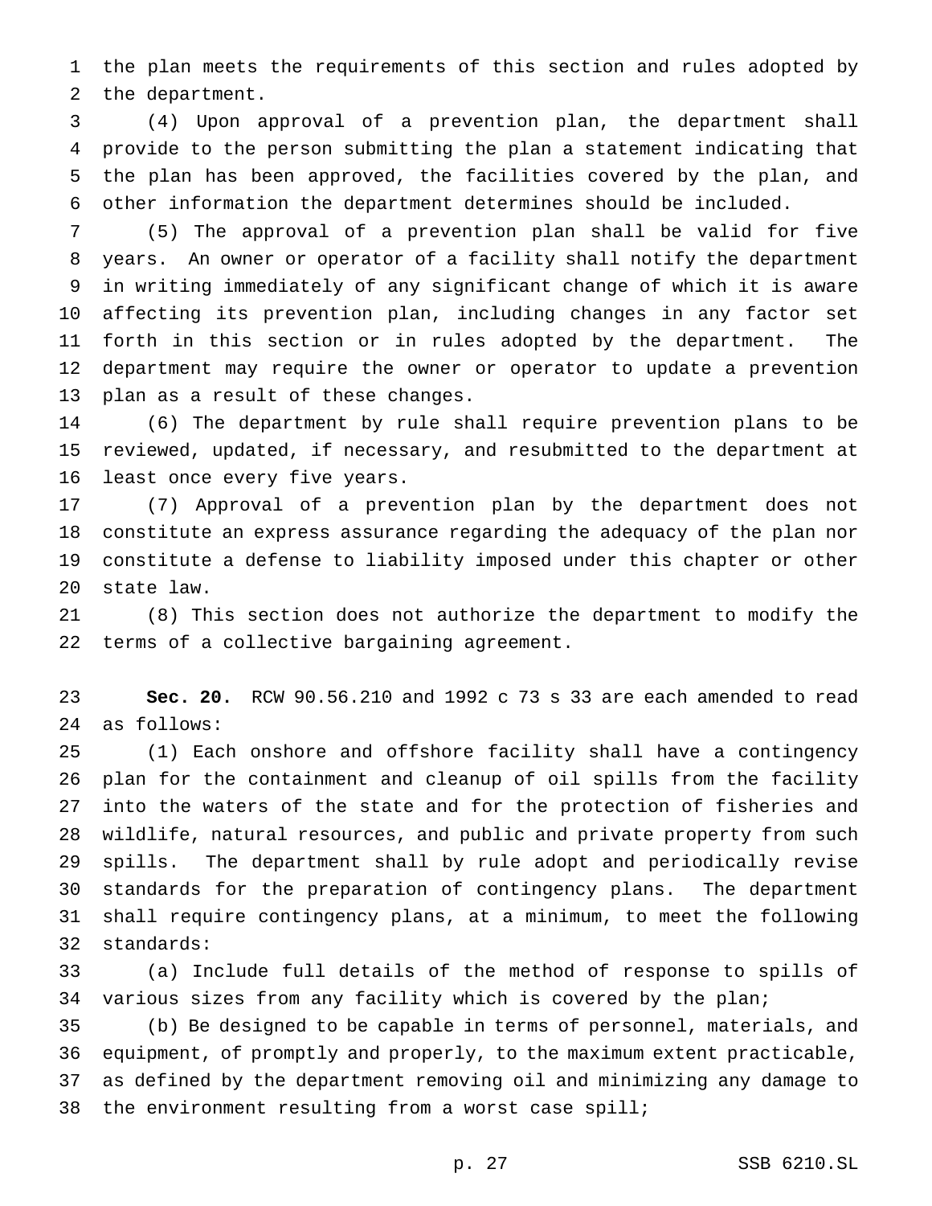the plan meets the requirements of this section and rules adopted by the department.

(4) Upon approval of a prevention plan, the department shall provide to the person submitting the plan a statement indicating that the plan has been approved, the facilities covered by the plan, and other information the department determines should be included.

(5) The approval of a prevention plan shall be valid for five years. An owner or operator of a facility shall notify the department in writing immediately of any significant change of which it is aware affecting its prevention plan, including changes in any factor set forth in this section or in rules adopted by the department. The department may require the owner or operator to update a prevention plan as a result of these changes.

(6) The department by rule shall require prevention plans to be reviewed, updated, if necessary, and resubmitted to the department at least once every five years.

(7) Approval of a prevention plan by the department does not constitute an express assurance regarding the adequacy of the plan nor constitute a defense to liability imposed under this chapter or other state law.

(8) This section does not authorize the department to modify the terms of a collective bargaining agreement.

**Sec. 20.** RCW 90.56.210 and 1992 c 73 s 33 are each amended to read as follows:

(1) Each onshore and offshore facility shall have a contingency plan for the containment and cleanup of oil spills from the facility into the waters of the state and for the protection of fisheries and wildlife, natural resources, and public and private property from such spills. The department shall by rule adopt and periodically revise standards for the preparation of contingency plans. The department shall require contingency plans, at a minimum, to meet the following standards:

(a) Include full details of the method of response to spills of various sizes from any facility which is covered by the plan;

(b) Be designed to be capable in terms of personnel, materials, and equipment, of promptly and properly, to the maximum extent practicable, as defined by the department removing oil and minimizing any damage to the environment resulting from a worst case spill;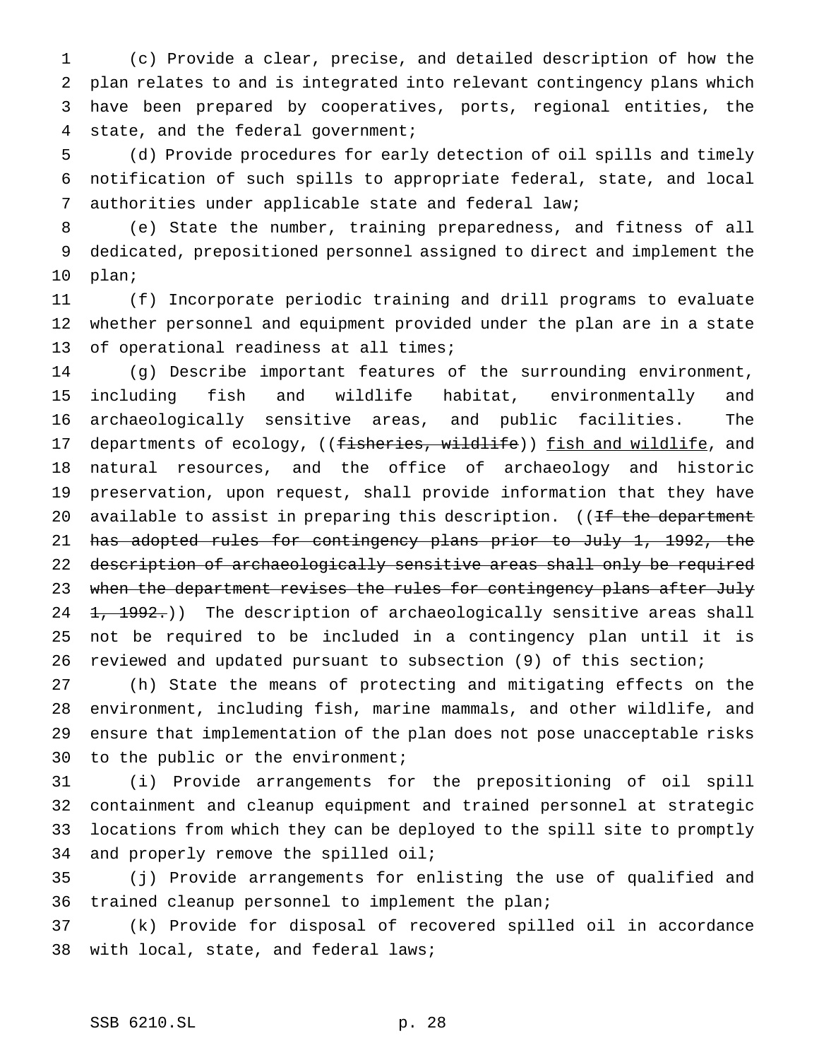(c) Provide a clear, precise, and detailed description of how the plan relates to and is integrated into relevant contingency plans which have been prepared by cooperatives, ports, regional entities, the state, and the federal government;

(d) Provide procedures for early detection of oil spills and timely notification of such spills to appropriate federal, state, and local authorities under applicable state and federal law;

(e) State the number, training preparedness, and fitness of all dedicated, prepositioned personnel assigned to direct and implement the plan;

(f) Incorporate periodic training and drill programs to evaluate whether personnel and equipment provided under the plan are in a state of operational readiness at all times;

(g) Describe important features of the surrounding environment, including fish and wildlife habitat, environmentally and archaeologically sensitive areas, and public facilities. The departments of ecology, ((~~fisheries, wildlife~~)) fish and wildlife, and natural resources, and the office of archaeology and historic preservation, upon request, shall provide information that they have available to assist in preparing this description. ((~~If the department has adopted rules for contingency plans prior to July 1, 1992, the description of archaeologically sensitive areas shall only be required when the department revises the rules for contingency plans after July 1, 1992.~~)) The description of archaeologically sensitive areas shall not be required to be included in a contingency plan until it is reviewed and updated pursuant to subsection (9) of this section;

(h) State the means of protecting and mitigating effects on the environment, including fish, marine mammals, and other wildlife, and ensure that implementation of the plan does not pose unacceptable risks to the public or the environment;

(i) Provide arrangements for the prepositioning of oil spill containment and cleanup equipment and trained personnel at strategic locations from which they can be deployed to the spill site to promptly and properly remove the spilled oil;

(j) Provide arrangements for enlisting the use of qualified and trained cleanup personnel to implement the plan;

(k) Provide for disposal of recovered spilled oil in accordance with local, state, and federal laws;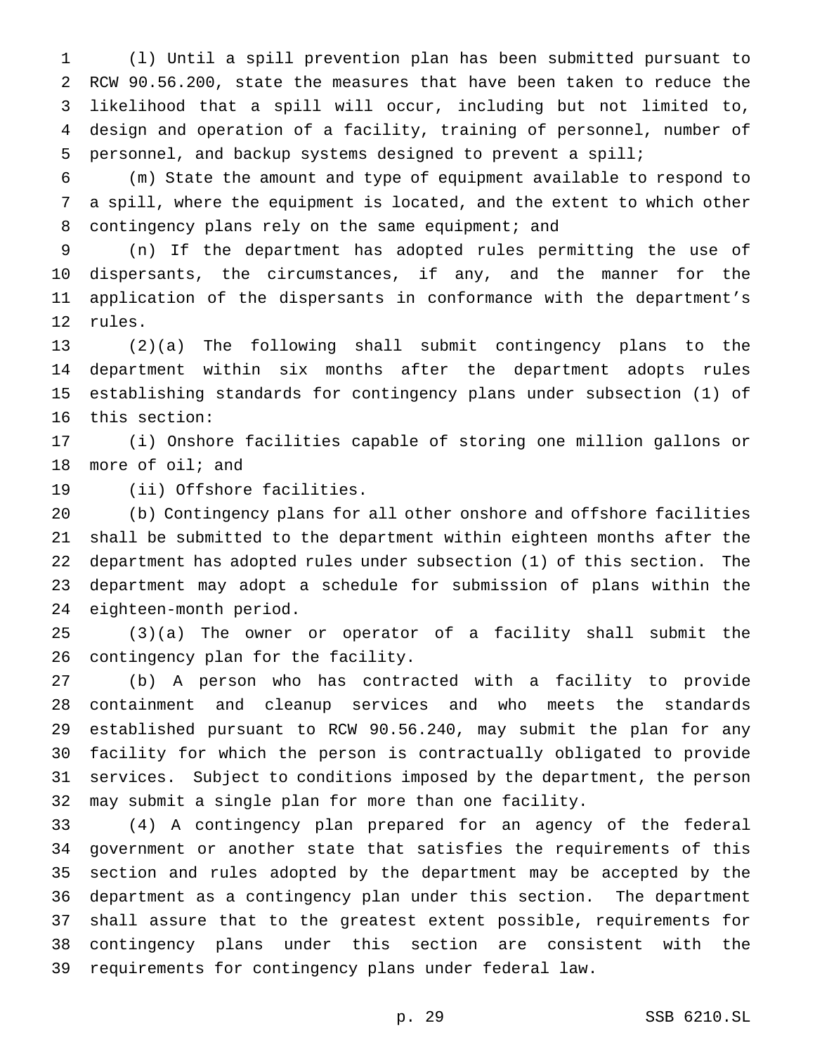(l) Until a spill prevention plan has been submitted pursuant to RCW 90.56.200, state the measures that have been taken to reduce the likelihood that a spill will occur, including but not limited to, design and operation of a facility, training of personnel, number of personnel, and backup systems designed to prevent a spill;

(m) State the amount and type of equipment available to respond to a spill, where the equipment is located, and the extent to which other contingency plans rely on the same equipment; and

(n) If the department has adopted rules permitting the use of dispersants, the circumstances, if any, and the manner for the application of the dispersants in conformance with the department's rules.

(2)(a) The following shall submit contingency plans to the department within six months after the department adopts rules establishing standards for contingency plans under subsection (1) of this section:

(i) Onshore facilities capable of storing one million gallons or more of oil; and

(ii) Offshore facilities.

(b) Contingency plans for all other onshore and offshore facilities shall be submitted to the department within eighteen months after the department has adopted rules under subsection (1) of this section. The department may adopt a schedule for submission of plans within the eighteen-month period.

(3)(a) The owner or operator of a facility shall submit the contingency plan for the facility.

(b) A person who has contracted with a facility to provide containment and cleanup services and who meets the standards established pursuant to RCW 90.56.240, may submit the plan for any facility for which the person is contractually obligated to provide services. Subject to conditions imposed by the department, the person may submit a single plan for more than one facility.

(4) A contingency plan prepared for an agency of the federal government or another state that satisfies the requirements of this section and rules adopted by the department may be accepted by the department as a contingency plan under this section. The department shall assure that to the greatest extent possible, requirements for contingency plans under this section are consistent with the requirements for contingency plans under federal law.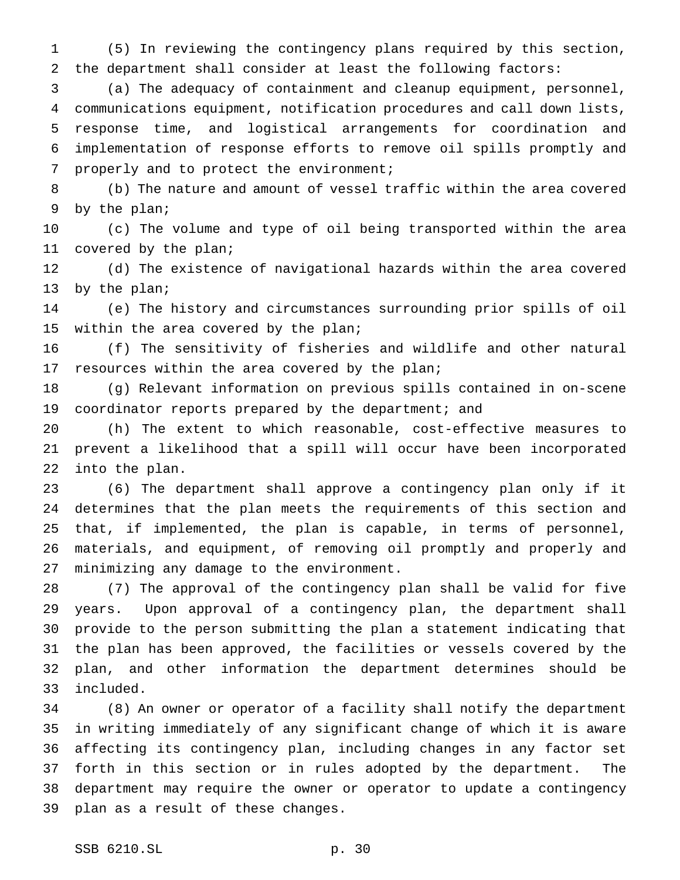(5) In reviewing the contingency plans required by this section, the department shall consider at least the following factors:

(a) The adequacy of containment and cleanup equipment, personnel, communications equipment, notification procedures and call down lists, response time, and logistical arrangements for coordination and implementation of response efforts to remove oil spills promptly and properly and to protect the environment;

(b) The nature and amount of vessel traffic within the area covered by the plan;

(c) The volume and type of oil being transported within the area covered by the plan;

(d) The existence of navigational hazards within the area covered by the plan;

(e) The history and circumstances surrounding prior spills of oil within the area covered by the plan;

(f) The sensitivity of fisheries and wildlife and other natural resources within the area covered by the plan;

(g) Relevant information on previous spills contained in on-scene coordinator reports prepared by the department; and

(h) The extent to which reasonable, cost-effective measures to prevent a likelihood that a spill will occur have been incorporated into the plan.

(6) The department shall approve a contingency plan only if it determines that the plan meets the requirements of this section and that, if implemented, the plan is capable, in terms of personnel, materials, and equipment, of removing oil promptly and properly and minimizing any damage to the environment.

(7) The approval of the contingency plan shall be valid for five years. Upon approval of a contingency plan, the department shall provide to the person submitting the plan a statement indicating that the plan has been approved, the facilities or vessels covered by the plan, and other information the department determines should be included.

(8) An owner or operator of a facility shall notify the department in writing immediately of any significant change of which it is aware affecting its contingency plan, including changes in any factor set forth in this section or in rules adopted by the department. The department may require the owner or operator to update a contingency plan as a result of these changes.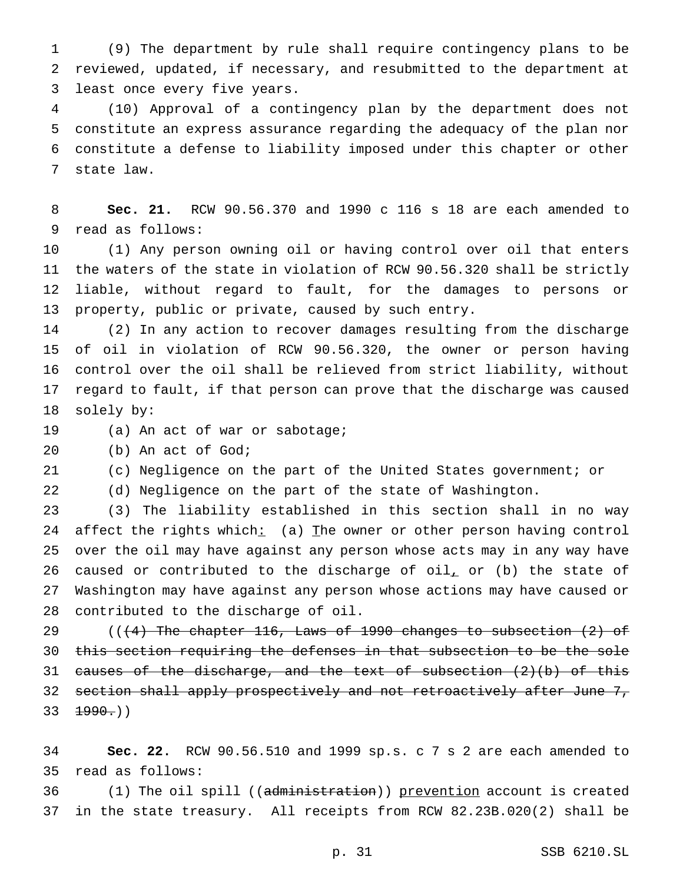(9) The department by rule shall require contingency plans to be reviewed, updated, if necessary, and resubmitted to the department at least once every five years.

(10) Approval of a contingency plan by the department does not constitute an express assurance regarding the adequacy of the plan nor constitute a defense to liability imposed under this chapter or other state law.

**Sec. 21.** RCW 90.56.370 and 1990 c 116 s 18 are each amended to read as follows:

(1) Any person owning oil or having control over oil that enters the waters of the state in violation of RCW 90.56.320 shall be strictly liable, without regard to fault, for the damages to persons or property, public or private, caused by such entry.

(2) In any action to recover damages resulting from the discharge of oil in violation of RCW 90.56.320, the owner or person having control over the oil shall be relieved from strict liability, without regard to fault, if that person can prove that the discharge was caused solely by:

(a) An act of war or sabotage;

(b) An act of God;

(c) Negligence on the part of the United States government; or

(d) Negligence on the part of the state of Washington.

(3) The liability established in this section shall in no way affect the rights which: (a) The owner or other person having control over the oil may have against any person whose acts may in any way have caused or contributed to the discharge of oil, or (b) the state of Washington may have against any person whose actions may have caused or contributed to the discharge of oil.

~~((4) The chapter 116, Laws of 1990 changes to subsection (2) of this section requiring the defenses in that subsection to be the sole causes of the discharge, and the text of subsection (2)(b) of this section shall apply prospectively and not retroactively after June 7, 1990.))~~

**Sec. 22.** RCW 90.56.510 and 1999 sp.s. c 7 s 2 are each amended to read as follows:

(1) The oil spill ((~~administration~~)) prevention account is created in the state treasury. All receipts from RCW 82.23B.020(2) shall be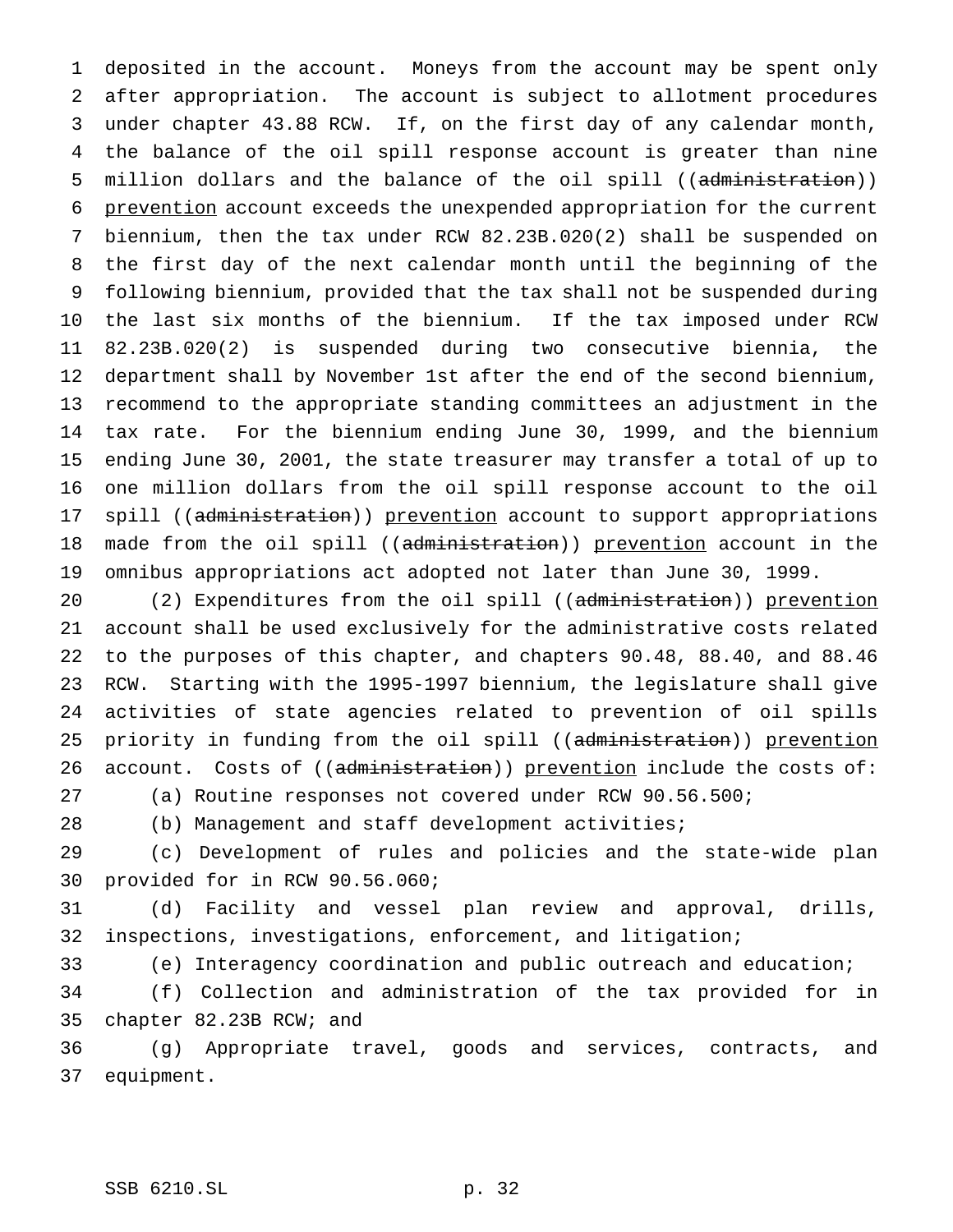deposited in the account. Moneys from the account may be spent only after appropriation. The account is subject to allotment procedures under chapter 43.88 RCW. If, on the first day of any calendar month, the balance of the oil spill response account is greater than nine million dollars and the balance of the oil spill ((~~administration~~)) <u>prevention</u> account exceeds the unexpended appropriation for the current biennium, then the tax under RCW 82.23B.020(2) shall be suspended on the first day of the next calendar month until the beginning of the following biennium, provided that the tax shall not be suspended during the last six months of the biennium. If the tax imposed under RCW 82.23B.020(2) is suspended during two consecutive biennia, the department shall by November 1st after the end of the second biennium, recommend to the appropriate standing committees an adjustment in the tax rate. For the biennium ending June 30, 1999, and the biennium ending June 30, 2001, the state treasurer may transfer a total of up to one million dollars from the oil spill response account to the oil spill ((~~administration~~)) <u>prevention</u> account to support appropriations made from the oil spill ((~~administration~~)) <u>prevention</u> account in the omnibus appropriations act adopted not later than June 30, 1999.

(2) Expenditures from the oil spill ((~~administration~~)) <u>prevention</u> account shall be used exclusively for the administrative costs related to the purposes of this chapter, and chapters 90.48, 88.40, and 88.46 RCW. Starting with the 1995-1997 biennium, the legislature shall give activities of state agencies related to prevention of oil spills priority in funding from the oil spill ((~~administration~~)) <u>prevention</u> account. Costs of ((~~administration~~)) <u>prevention</u> include the costs of:

(a) Routine responses not covered under RCW 90.56.500;

(b) Management and staff development activities;

(c) Development of rules and policies and the state-wide plan provided for in RCW 90.56.060;

(d) Facility and vessel plan review and approval, drills, inspections, investigations, enforcement, and litigation;

(e) Interagency coordination and public outreach and education;

(f) Collection and administration of the tax provided for in chapter 82.23B RCW; and

(g) Appropriate travel, goods and services, contracts, and equipment.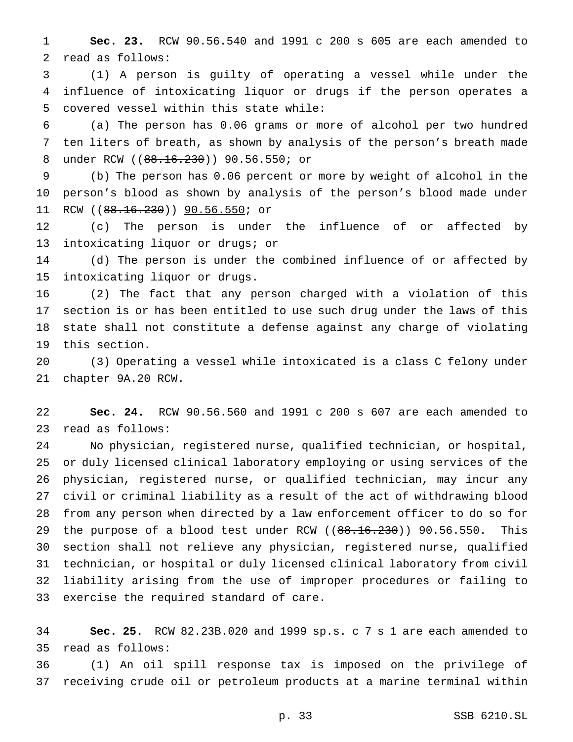**Sec. 23.** RCW 90.56.540 and 1991 c 200 s 605 are each amended to read as follows:

(1) A person is guilty of operating a vessel while under the influence of intoxicating liquor or drugs if the person operates a covered vessel within this state while:

(a) The person has 0.06 grams or more of alcohol per two hundred ten liters of breath, as shown by analysis of the person's breath made under RCW ((~~88.16.230~~)) <u>90.56.550</u>; or

(b) The person has 0.06 percent or more by weight of alcohol in the person's blood as shown by analysis of the person's blood made under RCW ((~~88.16.230~~)) <u>90.56.550</u>; or

(c) The person is under the influence of or affected by intoxicating liquor or drugs; or

(d) The person is under the combined influence of or affected by intoxicating liquor or drugs.

(2) The fact that any person charged with a violation of this section is or has been entitled to use such drug under the laws of this state shall not constitute a defense against any charge of violating this section.

(3) Operating a vessel while intoxicated is a class C felony under chapter 9A.20 RCW.

**Sec. 24.** RCW 90.56.560 and 1991 c 200 s 607 are each amended to read as follows:

No physician, registered nurse, qualified technician, or hospital, or duly licensed clinical laboratory employing or using services of the physician, registered nurse, or qualified technician, may incur any civil or criminal liability as a result of the act of withdrawing blood from any person when directed by a law enforcement officer to do so for the purpose of a blood test under RCW ((~~88.16.230~~)) <u>90.56.550</u>. This section shall not relieve any physician, registered nurse, qualified technician, or hospital or duly licensed clinical laboratory from civil liability arising from the use of improper procedures or failing to exercise the required standard of care.

**Sec. 25.** RCW 82.23B.020 and 1999 sp.s. c 7 s 1 are each amended to read as follows:

(1) An oil spill response tax is imposed on the privilege of receiving crude oil or petroleum products at a marine terminal within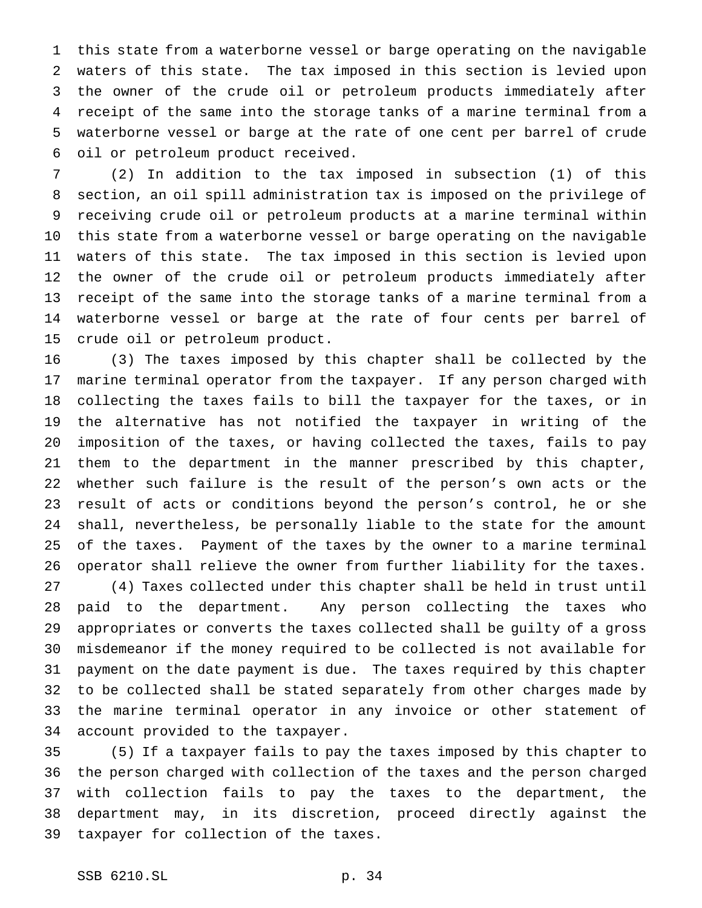this state from a waterborne vessel or barge operating on the navigable waters of this state. The tax imposed in this section is levied upon the owner of the crude oil or petroleum products immediately after receipt of the same into the storage tanks of a marine terminal from a waterborne vessel or barge at the rate of one cent per barrel of crude oil or petroleum product received.

(2) In addition to the tax imposed in subsection (1) of this section, an oil spill administration tax is imposed on the privilege of receiving crude oil or petroleum products at a marine terminal within this state from a waterborne vessel or barge operating on the navigable waters of this state. The tax imposed in this section is levied upon the owner of the crude oil or petroleum products immediately after receipt of the same into the storage tanks of a marine terminal from a waterborne vessel or barge at the rate of four cents per barrel of crude oil or petroleum product.

(3) The taxes imposed by this chapter shall be collected by the marine terminal operator from the taxpayer. If any person charged with collecting the taxes fails to bill the taxpayer for the taxes, or in the alternative has not notified the taxpayer in writing of the imposition of the taxes, or having collected the taxes, fails to pay them to the department in the manner prescribed by this chapter, whether such failure is the result of the person's own acts or the result of acts or conditions beyond the person's control, he or she shall, nevertheless, be personally liable to the state for the amount of the taxes. Payment of the taxes by the owner to a marine terminal operator shall relieve the owner from further liability for the taxes.

(4) Taxes collected under this chapter shall be held in trust until paid to the department. Any person collecting the taxes who appropriates or converts the taxes collected shall be guilty of a gross misdemeanor if the money required to be collected is not available for payment on the date payment is due. The taxes required by this chapter to be collected shall be stated separately from other charges made by the marine terminal operator in any invoice or other statement of account provided to the taxpayer.

(5) If a taxpayer fails to pay the taxes imposed by this chapter to the person charged with collection of the taxes and the person charged with collection fails to pay the taxes to the department, the department may, in its discretion, proceed directly against the taxpayer for collection of the taxes.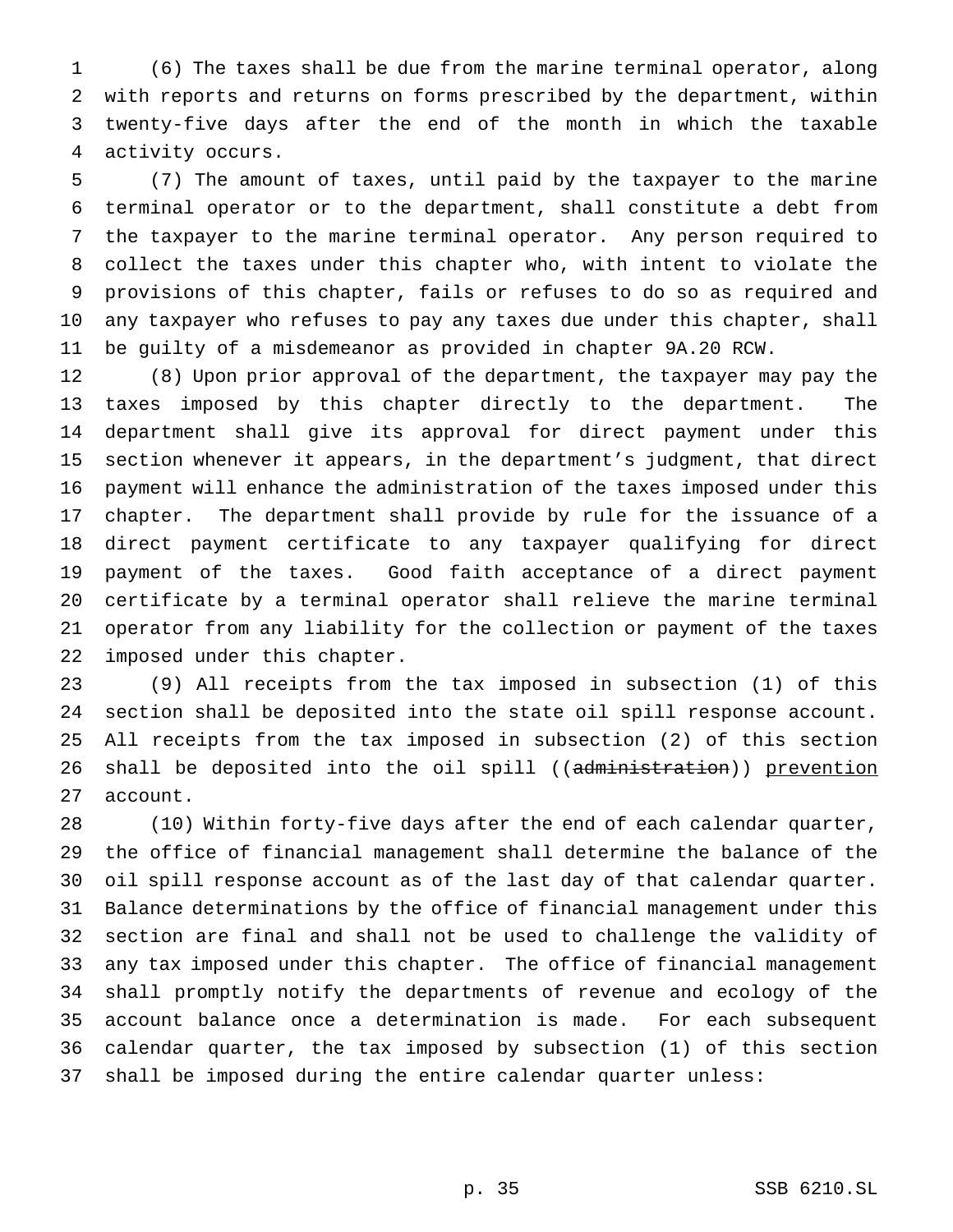(6) The taxes shall be due from the marine terminal operator, along with reports and returns on forms prescribed by the department, within twenty-five days after the end of the month in which the taxable activity occurs.

(7) The amount of taxes, until paid by the taxpayer to the marine terminal operator or to the department, shall constitute a debt from the taxpayer to the marine terminal operator. Any person required to collect the taxes under this chapter who, with intent to violate the provisions of this chapter, fails or refuses to do so as required and any taxpayer who refuses to pay any taxes due under this chapter, shall be guilty of a misdemeanor as provided in chapter 9A.20 RCW.

(8) Upon prior approval of the department, the taxpayer may pay the taxes imposed by this chapter directly to the department. The department shall give its approval for direct payment under this section whenever it appears, in the department's judgment, that direct payment will enhance the administration of the taxes imposed under this chapter. The department shall provide by rule for the issuance of a direct payment certificate to any taxpayer qualifying for direct payment of the taxes. Good faith acceptance of a direct payment certificate by a terminal operator shall relieve the marine terminal operator from any liability for the collection or payment of the taxes imposed under this chapter.

(9) All receipts from the tax imposed in subsection (1) of this section shall be deposited into the state oil spill response account. All receipts from the tax imposed in subsection (2) of this section shall be deposited into the oil spill ((~~administration~~)) <u>prevention</u> account.

(10) Within forty-five days after the end of each calendar quarter, the office of financial management shall determine the balance of the oil spill response account as of the last day of that calendar quarter. Balance determinations by the office of financial management under this section are final and shall not be used to challenge the validity of any tax imposed under this chapter. The office of financial management shall promptly notify the departments of revenue and ecology of the account balance once a determination is made. For each subsequent calendar quarter, the tax imposed by subsection (1) of this section shall be imposed during the entire calendar quarter unless: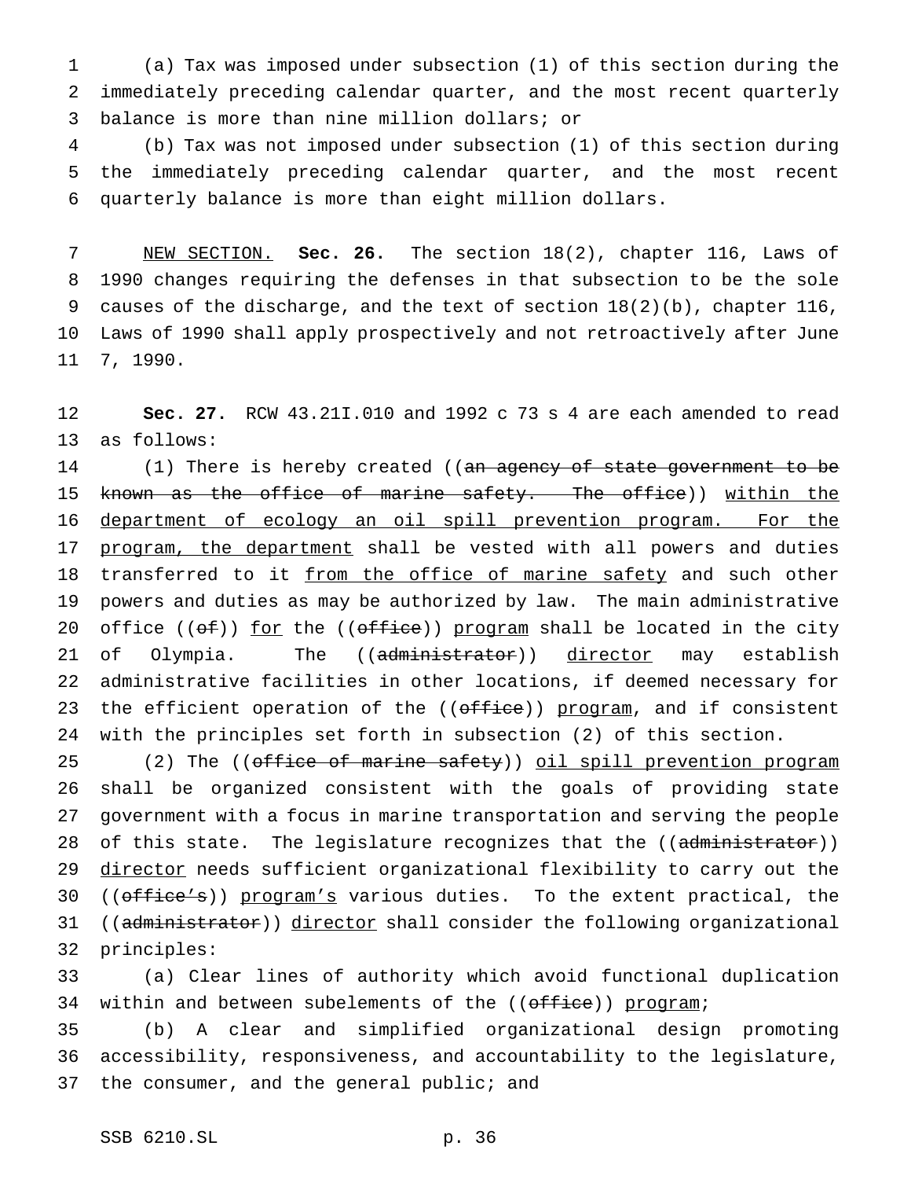(a) Tax was imposed under subsection (1) of this section during the immediately preceding calendar quarter, and the most recent quarterly balance is more than nine million dollars; or

(b) Tax was not imposed under subsection (1) of this section during the immediately preceding calendar quarter, and the most recent quarterly balance is more than eight million dollars.

NEW SECTION. **Sec. 26.** The section 18(2), chapter 116, Laws of 1990 changes requiring the defenses in that subsection to be the sole causes of the discharge, and the text of section 18(2)(b), chapter 116, Laws of 1990 shall apply prospectively and not retroactively after June 7, 1990.

**Sec. 27.** RCW 43.21I.010 and 1992 c 73 s 4 are each amended to read as follows:

(1) There is hereby created ((~~an agency of state government to be known as the office of marine safety. The office~~)) within the department of ecology an oil spill prevention program. For the program, the department shall be vested with all powers and duties transferred to it from the office of marine safety and such other powers and duties as may be authorized by law. The main administrative office ((~~of~~)) for the ((~~office~~)) program shall be located in the city of Olympia. The ((~~administrator~~)) director may establish administrative facilities in other locations, if deemed necessary for the efficient operation of the ((~~office~~)) program, and if consistent with the principles set forth in subsection (2) of this section.

(2) The ((~~office of marine safety~~)) oil spill prevention program shall be organized consistent with the goals of providing state government with a focus in marine transportation and serving the people of this state. The legislature recognizes that the ((~~administrator~~)) director needs sufficient organizational flexibility to carry out the ((~~office's~~)) program's various duties. To the extent practical, the ((~~administrator~~)) director shall consider the following organizational principles:

(a) Clear lines of authority which avoid functional duplication within and between subelements of the ((~~office~~)) program;

(b) A clear and simplified organizational design promoting accessibility, responsiveness, and accountability to the legislature, the consumer, and the general public; and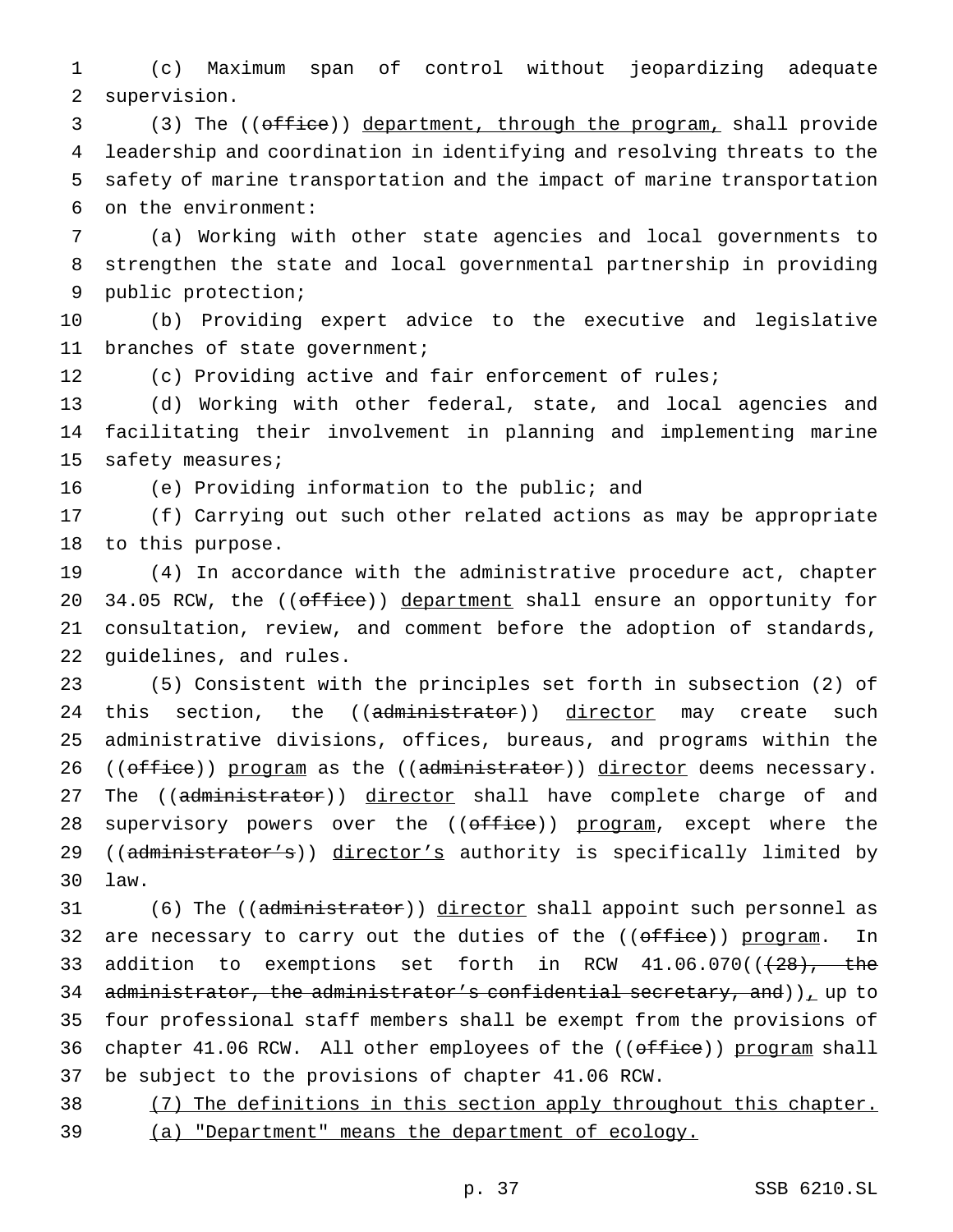(c) Maximum span of control without jeopardizing adequate supervision.

(3) The ((~~office~~)) <u>department, through the program,</u> shall provide leadership and coordination in identifying and resolving threats to the safety of marine transportation and the impact of marine transportation on the environment:

(a) Working with other state agencies and local governments to strengthen the state and local governmental partnership in providing public protection;

(b) Providing expert advice to the executive and legislative branches of state government;

(c) Providing active and fair enforcement of rules;

(d) Working with other federal, state, and local agencies and facilitating their involvement in planning and implementing marine safety measures;

(e) Providing information to the public; and

(f) Carrying out such other related actions as may be appropriate to this purpose.

(4) In accordance with the administrative procedure act, chapter 34.05 RCW, the ((~~office~~)) <u>department</u> shall ensure an opportunity for consultation, review, and comment before the adoption of standards, guidelines, and rules.

(5) Consistent with the principles set forth in subsection (2) of this section, the ((~~administrator~~)) <u>director</u> may create such administrative divisions, offices, bureaus, and programs within the ((~~office~~)) <u>program</u> as the ((~~administrator~~)) <u>director</u> deems necessary. The ((~~administrator~~)) <u>director</u> shall have complete charge of and supervisory powers over the ((~~office~~)) <u>program</u>, except where the ((~~administrator's~~)) <u>director's</u> authority is specifically limited by law.

(6) The ((~~administrator~~)) <u>director</u> shall appoint such personnel as are necessary to carry out the duties of the ((~~office~~)) <u>program</u>. In addition to exemptions set forth in RCW 41.06.070((~~(28), the administrator, the administrator's confidential secretary, and~~))<u>,</u> up to four professional staff members shall be exempt from the provisions of chapter 41.06 RCW. All other employees of the ((~~office~~)) <u>program</u> shall be subject to the provisions of chapter 41.06 RCW.

<u>(7) The definitions in this section apply throughout this chapter.</u>

<u>(a) "Department" means the department of ecology.</u>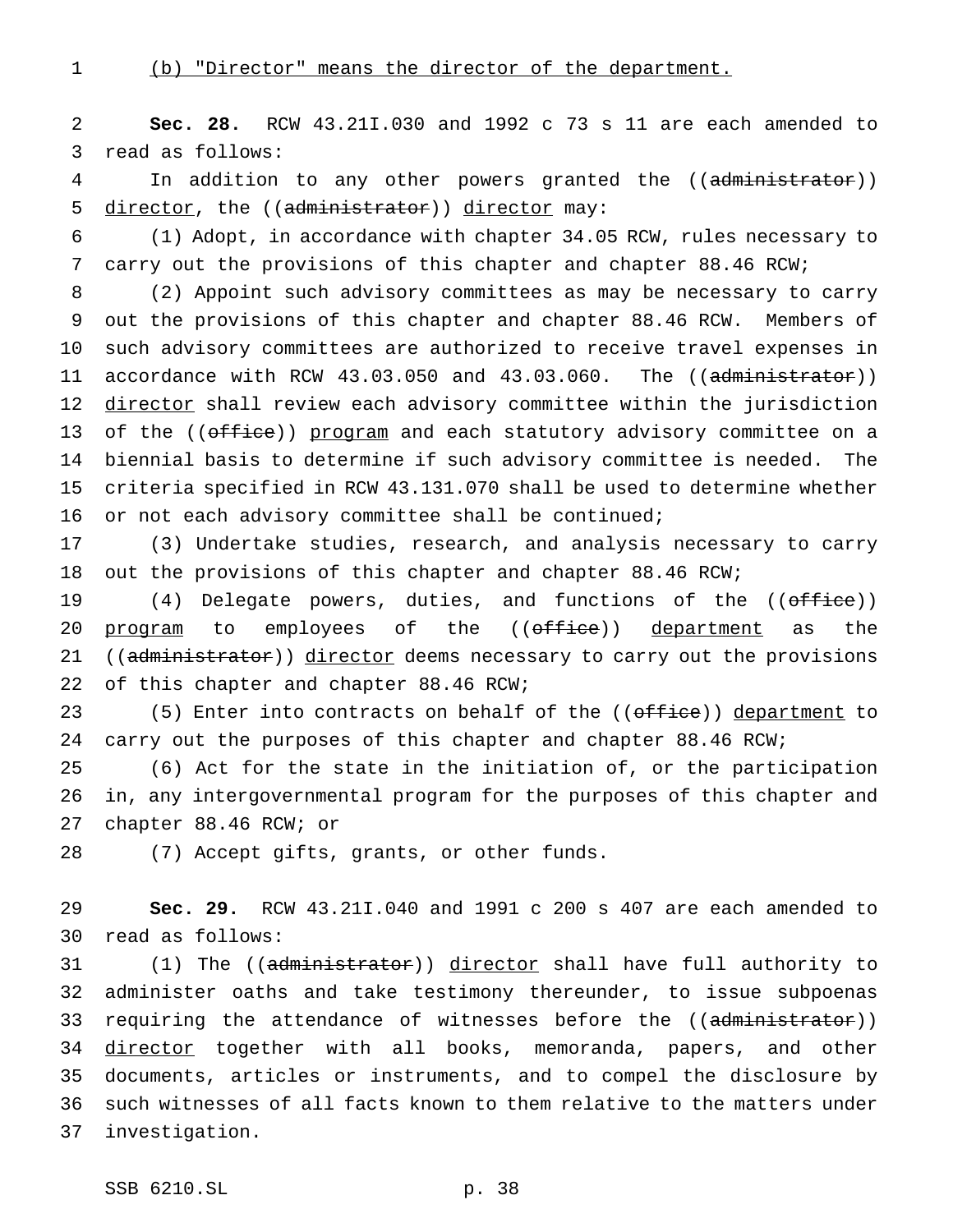(b) "Director" means the director of the department.

**Sec. 28.** RCW 43.21I.030 and 1992 c 73 s 11 are each amended to read as follows:

In addition to any other powers granted the ((~~administrator~~)) director, the ((~~administrator~~)) director may:

(1) Adopt, in accordance with chapter 34.05 RCW, rules necessary to carry out the provisions of this chapter and chapter 88.46 RCW;

(2) Appoint such advisory committees as may be necessary to carry out the provisions of this chapter and chapter 88.46 RCW. Members of such advisory committees are authorized to receive travel expenses in accordance with RCW 43.03.050 and 43.03.060. The ((~~administrator~~)) director shall review each advisory committee within the jurisdiction of the ((~~office~~)) program and each statutory advisory committee on a biennial basis to determine if such advisory committee is needed. The criteria specified in RCW 43.131.070 shall be used to determine whether or not each advisory committee shall be continued;

(3) Undertake studies, research, and analysis necessary to carry out the provisions of this chapter and chapter 88.46 RCW;

(4) Delegate powers, duties, and functions of the ((~~office~~)) program to employees of the ((~~office~~)) department as the ((~~administrator~~)) director deems necessary to carry out the provisions of this chapter and chapter 88.46 RCW;

(5) Enter into contracts on behalf of the ((~~office~~)) department to carry out the purposes of this chapter and chapter 88.46 RCW;

(6) Act for the state in the initiation of, or the participation in, any intergovernmental program for the purposes of this chapter and chapter 88.46 RCW; or

(7) Accept gifts, grants, or other funds.

**Sec. 29.** RCW 43.21I.040 and 1991 c 200 s 407 are each amended to read as follows:

(1) The ((~~administrator~~)) director shall have full authority to administer oaths and take testimony thereunder, to issue subpoenas requiring the attendance of witnesses before the ((~~administrator~~)) director together with all books, memoranda, papers, and other documents, articles or instruments, and to compel the disclosure by such witnesses of all facts known to them relative to the matters under investigation.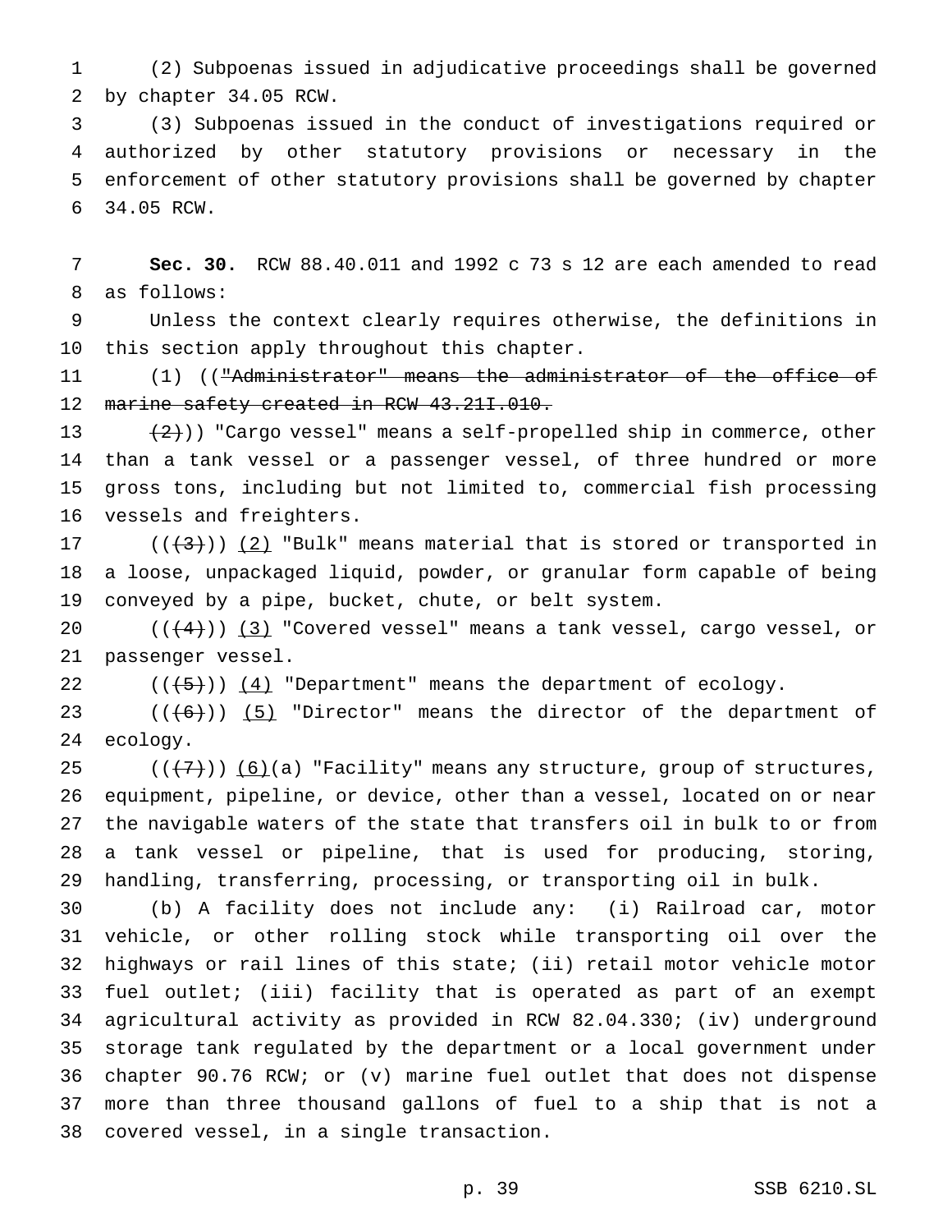(2) Subpoenas issued in adjudicative proceedings shall be governed by chapter 34.05 RCW.

(3) Subpoenas issued in the conduct of investigations required or authorized by other statutory provisions or necessary in the enforcement of other statutory provisions shall be governed by chapter 34.05 RCW.

**Sec. 30.** RCW 88.40.011 and 1992 c 73 s 12 are each amended to read as follows:

Unless the context clearly requires otherwise, the definitions in this section apply throughout this chapter.

(1) ((~~"Administrator" means the administrator of the office of marine safety created in RCW 43.21I.010.~~

~~(2)~~)) "Cargo vessel" means a self-propelled ship in commerce, other than a tank vessel or a passenger vessel, of three hundred or more gross tons, including but not limited to, commercial fish processing vessels and freighters.

((~~(3)~~)) <u>(2)</u> "Bulk" means material that is stored or transported in a loose, unpackaged liquid, powder, or granular form capable of being conveyed by a pipe, bucket, chute, or belt system.

((~~(4)~~)) <u>(3)</u> "Covered vessel" means a tank vessel, cargo vessel, or passenger vessel.

((~~(5)~~)) <u>(4)</u> "Department" means the department of ecology.

((~~(6)~~)) <u>(5)</u> "Director" means the director of the department of ecology.

((~~(7)~~)) <u>(6)</u>(a) "Facility" means any structure, group of structures, equipment, pipeline, or device, other than a vessel, located on or near the navigable waters of the state that transfers oil in bulk to or from a tank vessel or pipeline, that is used for producing, storing, handling, transferring, processing, or transporting oil in bulk.

(b) A facility does not include any: (i) Railroad car, motor vehicle, or other rolling stock while transporting oil over the highways or rail lines of this state; (ii) retail motor vehicle motor fuel outlet; (iii) facility that is operated as part of an exempt agricultural activity as provided in RCW 82.04.330; (iv) underground storage tank regulated by the department or a local government under chapter 90.76 RCW; or (v) marine fuel outlet that does not dispense more than three thousand gallons of fuel to a ship that is not a covered vessel, in a single transaction.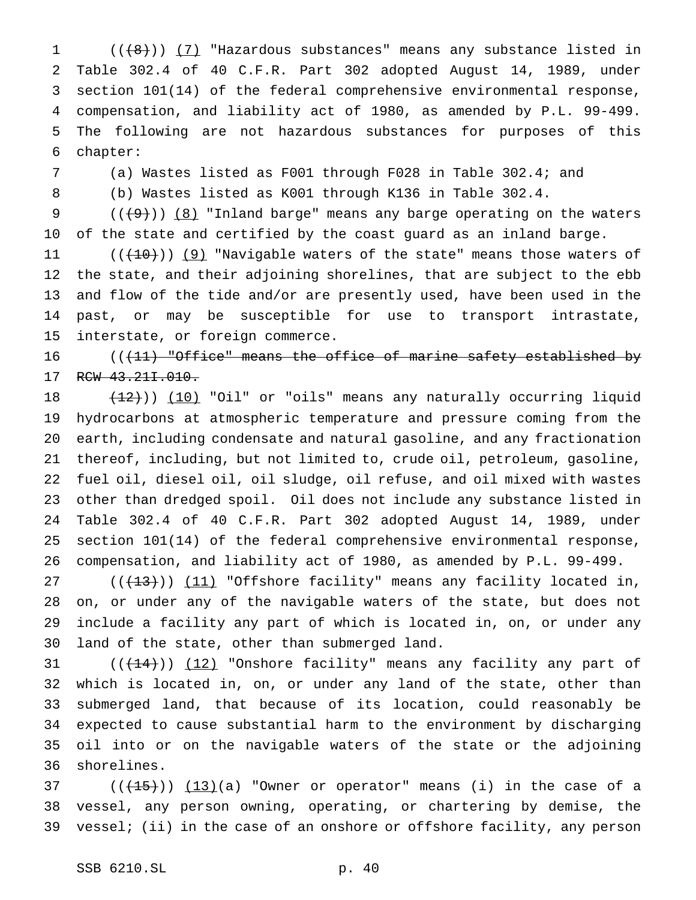((~~(8)~~)) <u>(7)</u> "Hazardous substances" means any substance listed in Table 302.4 of 40 C.F.R. Part 302 adopted August 14, 1989, under section 101(14) of the federal comprehensive environmental response, compensation, and liability act of 1980, as amended by P.L. 99-499. The following are not hazardous substances for purposes of this chapter:

(a) Wastes listed as F001 through F028 in Table 302.4; and

(b) Wastes listed as K001 through K136 in Table 302.4.

((~~(9)~~)) <u>(8)</u> "Inland barge" means any barge operating on the waters of the state and certified by the coast guard as an inland barge.

((~~(10)~~)) <u>(9)</u> "Navigable waters of the state" means those waters of the state, and their adjoining shorelines, that are subject to the ebb and flow of the tide and/or are presently used, have been used in the past, or may be susceptible for use to transport intrastate, interstate, or foreign commerce.

((~~(11) "Office" means the office of marine safety established by RCW 43.21I.010.~~

~~(12)~~)) <u>(10)</u> "Oil" or "oils" means any naturally occurring liquid hydrocarbons at atmospheric temperature and pressure coming from the earth, including condensate and natural gasoline, and any fractionation thereof, including, but not limited to, crude oil, petroleum, gasoline, fuel oil, diesel oil, oil sludge, oil refuse, and oil mixed with wastes other than dredged spoil. Oil does not include any substance listed in Table 302.4 of 40 C.F.R. Part 302 adopted August 14, 1989, under section 101(14) of the federal comprehensive environmental response, compensation, and liability act of 1980, as amended by P.L. 99-499.

((~~(13)~~)) <u>(11)</u> "Offshore facility" means any facility located in, on, or under any of the navigable waters of the state, but does not include a facility any part of which is located in, on, or under any land of the state, other than submerged land.

((~~(14)~~)) <u>(12)</u> "Onshore facility" means any facility any part of which is located in, on, or under any land of the state, other than submerged land, that because of its location, could reasonably be expected to cause substantial harm to the environment by discharging oil into or on the navigable waters of the state or the adjoining shorelines.

((~~(15)~~)) <u>(13)</u>(a) "Owner or operator" means (i) in the case of a vessel, any person owning, operating, or chartering by demise, the vessel; (ii) in the case of an onshore or offshore facility, any person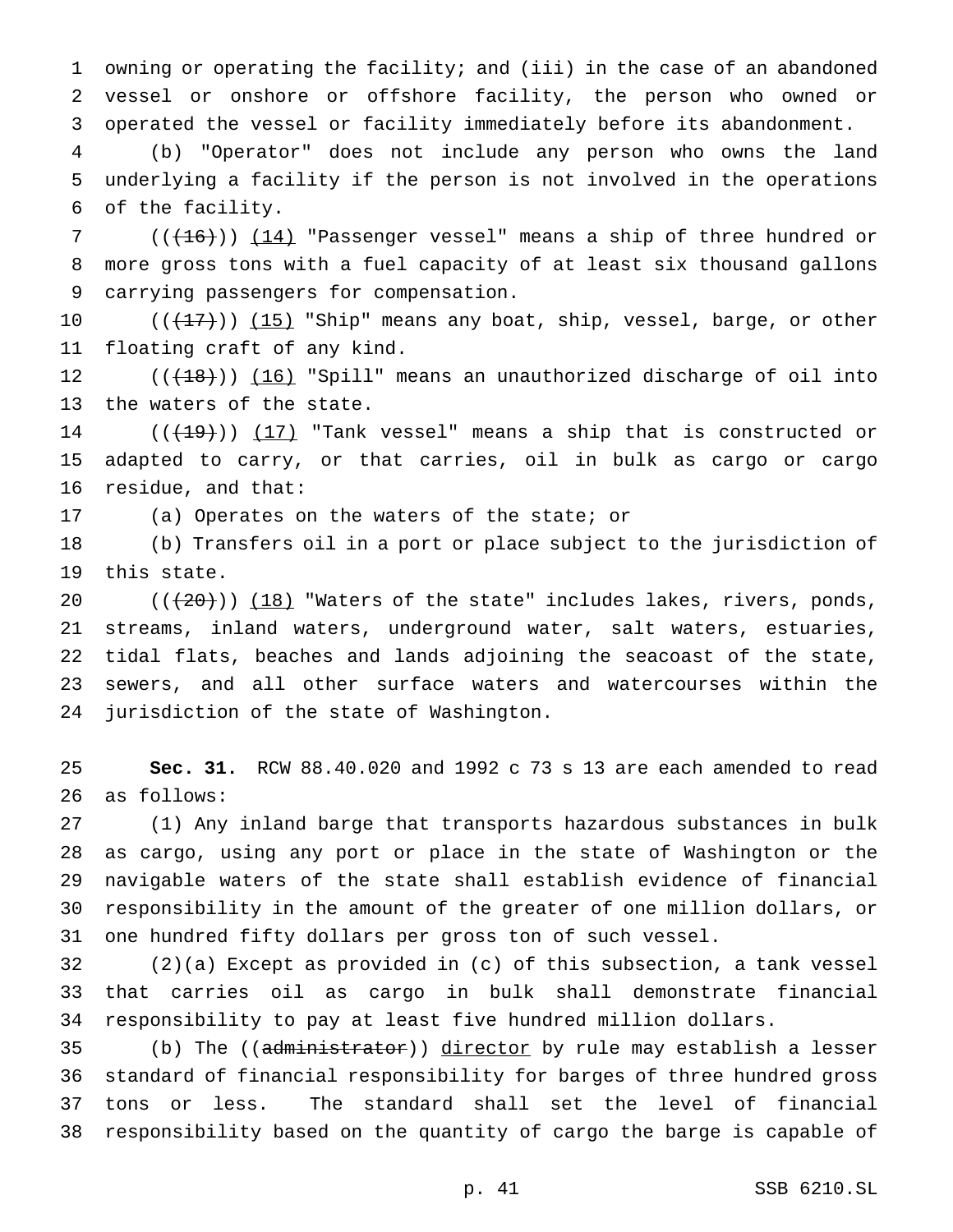owning or operating the facility; and (iii) in the case of an abandoned vessel or onshore or offshore facility, the person who owned or operated the vessel or facility immediately before its abandonment.

(b) "Operator" does not include any person who owns the land underlying a facility if the person is not involved in the operations of the facility.

(((16))) (14) "Passenger vessel" means a ship of three hundred or more gross tons with a fuel capacity of at least six thousand gallons carrying passengers for compensation.

(((17))) (15) "Ship" means any boat, ship, vessel, barge, or other floating craft of any kind.

(((18))) (16) "Spill" means an unauthorized discharge of oil into the waters of the state.

(((19))) (17) "Tank vessel" means a ship that is constructed or adapted to carry, or that carries, oil in bulk as cargo or cargo residue, and that:

(a) Operates on the waters of the state; or

(b) Transfers oil in a port or place subject to the jurisdiction of this state.

(((20))) (18) "Waters of the state" includes lakes, rivers, ponds, streams, inland waters, underground water, salt waters, estuaries, tidal flats, beaches and lands adjoining the seacoast of the state, sewers, and all other surface waters and watercourses within the jurisdiction of the state of Washington.

**Sec. 31.** RCW 88.40.020 and 1992 c 73 s 13 are each amended to read as follows:

(1) Any inland barge that transports hazardous substances in bulk as cargo, using any port or place in the state of Washington or the navigable waters of the state shall establish evidence of financial responsibility in the amount of the greater of one million dollars, or one hundred fifty dollars per gross ton of such vessel.

(2)(a) Except as provided in (c) of this subsection, a tank vessel that carries oil as cargo in bulk shall demonstrate financial responsibility to pay at least five hundred million dollars.

(b) The ((administrator)) director by rule may establish a lesser standard of financial responsibility for barges of three hundred gross tons or less. The standard shall set the level of financial responsibility based on the quantity of cargo the barge is capable of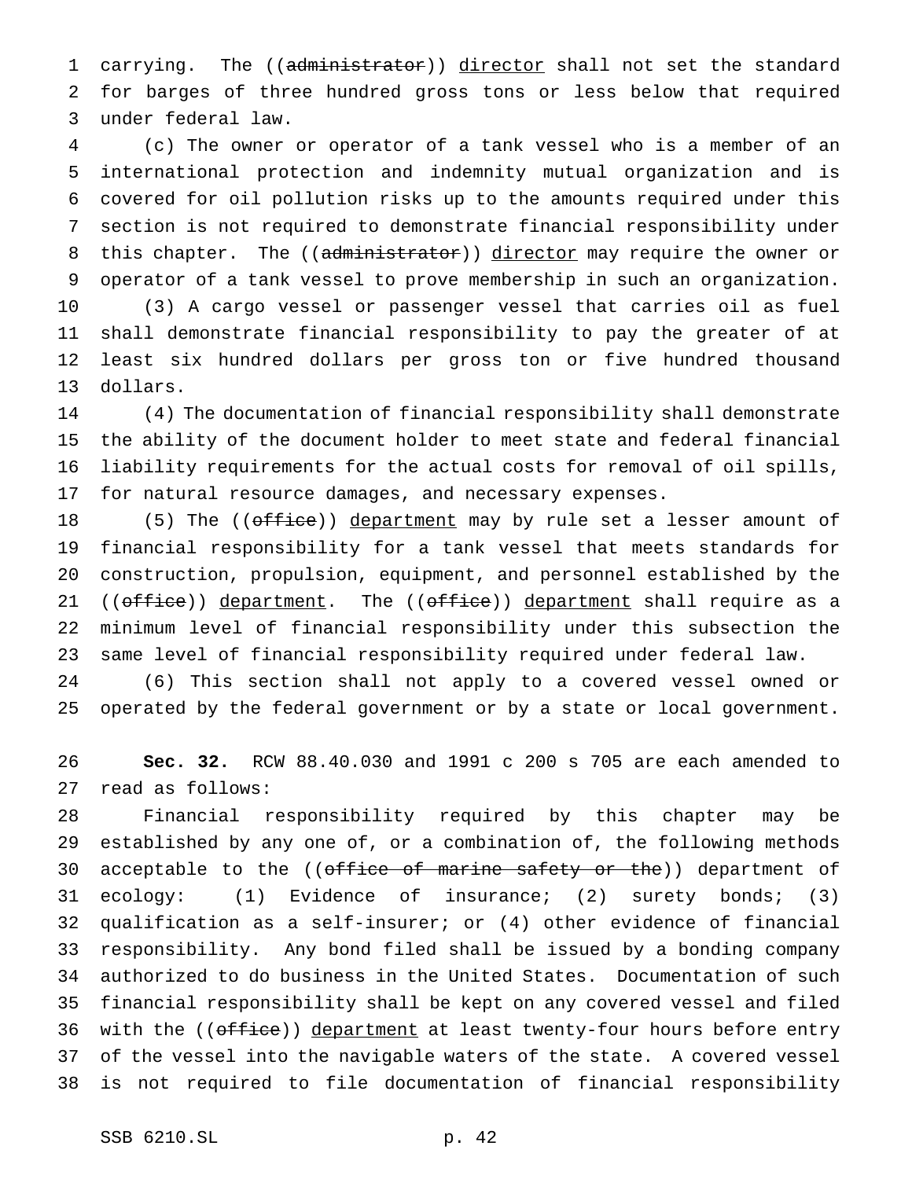carrying. The ((~~administrator~~)) director shall not set the standard for barges of three hundred gross tons or less below that required under federal law.

(c) The owner or operator of a tank vessel who is a member of an international protection and indemnity mutual organization and is covered for oil pollution risks up to the amounts required under this section is not required to demonstrate financial responsibility under this chapter. The ((~~administrator~~)) director may require the owner or operator of a tank vessel to prove membership in such an organization.

(3) A cargo vessel or passenger vessel that carries oil as fuel shall demonstrate financial responsibility to pay the greater of at least six hundred dollars per gross ton or five hundred thousand dollars.

(4) The documentation of financial responsibility shall demonstrate the ability of the document holder to meet state and federal financial liability requirements for the actual costs for removal of oil spills, for natural resource damages, and necessary expenses.

(5) The ((~~office~~)) department may by rule set a lesser amount of financial responsibility for a tank vessel that meets standards for construction, propulsion, equipment, and personnel established by the ((~~office~~)) department. The ((~~office~~)) department shall require as a minimum level of financial responsibility under this subsection the same level of financial responsibility required under federal law.

(6) This section shall not apply to a covered vessel owned or operated by the federal government or by a state or local government.

**Sec. 32.** RCW 88.40.030 and 1991 c 200 s 705 are each amended to read as follows:

Financial responsibility required by this chapter may be established by any one of, or a combination of, the following methods acceptable to the ((~~office of marine safety or the~~)) department of ecology: (1) Evidence of insurance; (2) surety bonds; (3) qualification as a self-insurer; or (4) other evidence of financial responsibility. Any bond filed shall be issued by a bonding company authorized to do business in the United States. Documentation of such financial responsibility shall be kept on any covered vessel and filed with the ((~~office~~)) department at least twenty-four hours before entry of the vessel into the navigable waters of the state. A covered vessel is not required to file documentation of financial responsibility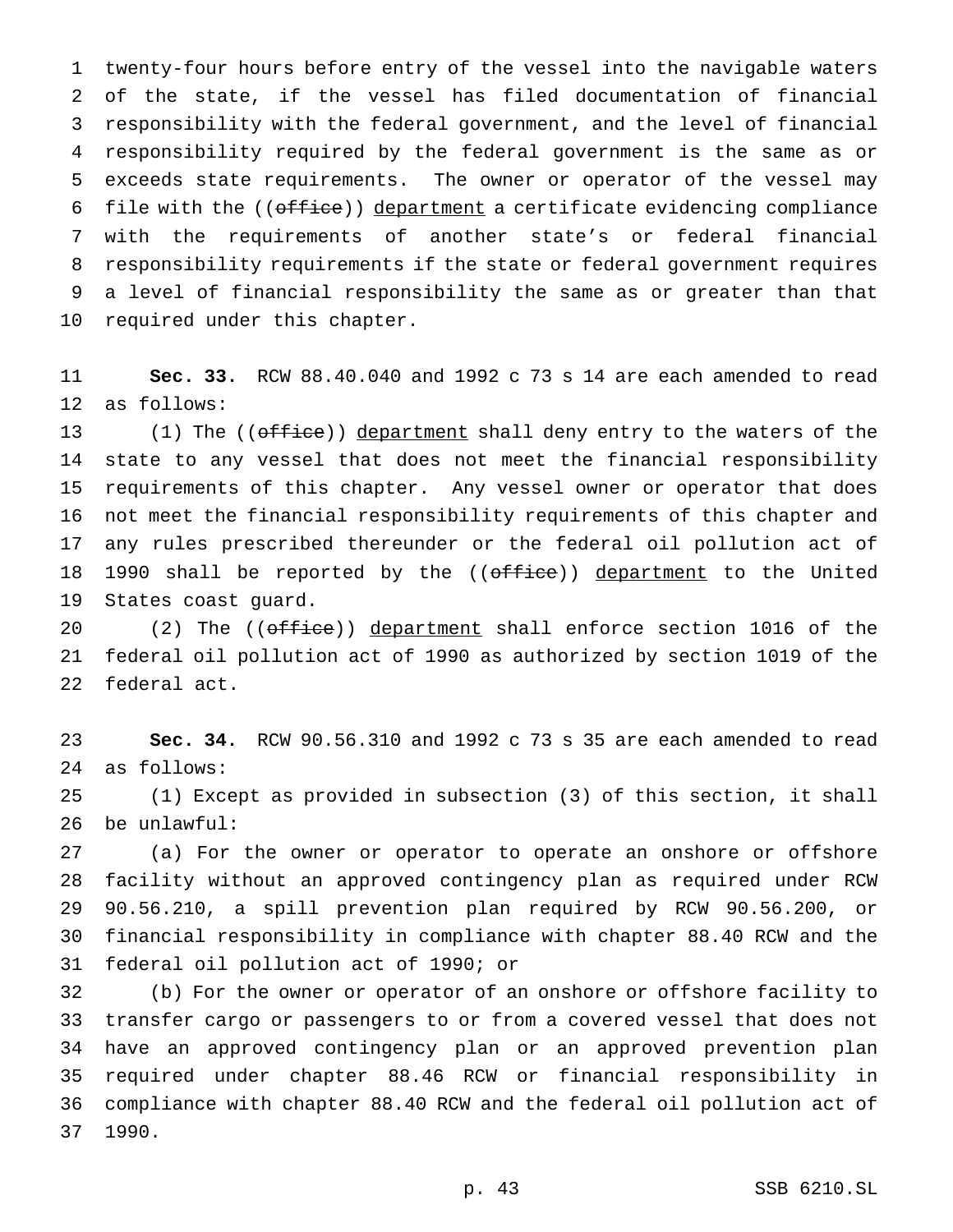twenty-four hours before entry of the vessel into the navigable waters of the state, if the vessel has filed documentation of financial responsibility with the federal government, and the level of financial responsibility required by the federal government is the same as or exceeds state requirements. The owner or operator of the vessel may file with the ((~~office~~)) <u>department</u> a certificate evidencing compliance with the requirements of another state's or federal financial responsibility requirements if the state or federal government requires a level of financial responsibility the same as or greater than that required under this chapter.

**Sec. 33.** RCW 88.40.040 and 1992 c 73 s 14 are each amended to read as follows:

(1) The ((~~office~~)) <u>department</u> shall deny entry to the waters of the state to any vessel that does not meet the financial responsibility requirements of this chapter. Any vessel owner or operator that does not meet the financial responsibility requirements of this chapter and any rules prescribed thereunder or the federal oil pollution act of 1990 shall be reported by the ((~~office~~)) <u>department</u> to the United States coast guard.

(2) The ((~~office~~)) <u>department</u> shall enforce section 1016 of the federal oil pollution act of 1990 as authorized by section 1019 of the federal act.

**Sec. 34.** RCW 90.56.310 and 1992 c 73 s 35 are each amended to read as follows:

(1) Except as provided in subsection (3) of this section, it shall be unlawful:

(a) For the owner or operator to operate an onshore or offshore facility without an approved contingency plan as required under RCW 90.56.210, a spill prevention plan required by RCW 90.56.200, or financial responsibility in compliance with chapter 88.40 RCW and the federal oil pollution act of 1990; or

(b) For the owner or operator of an onshore or offshore facility to transfer cargo or passengers to or from a covered vessel that does not have an approved contingency plan or an approved prevention plan required under chapter 88.46 RCW or financial responsibility in compliance with chapter 88.40 RCW and the federal oil pollution act of 1990.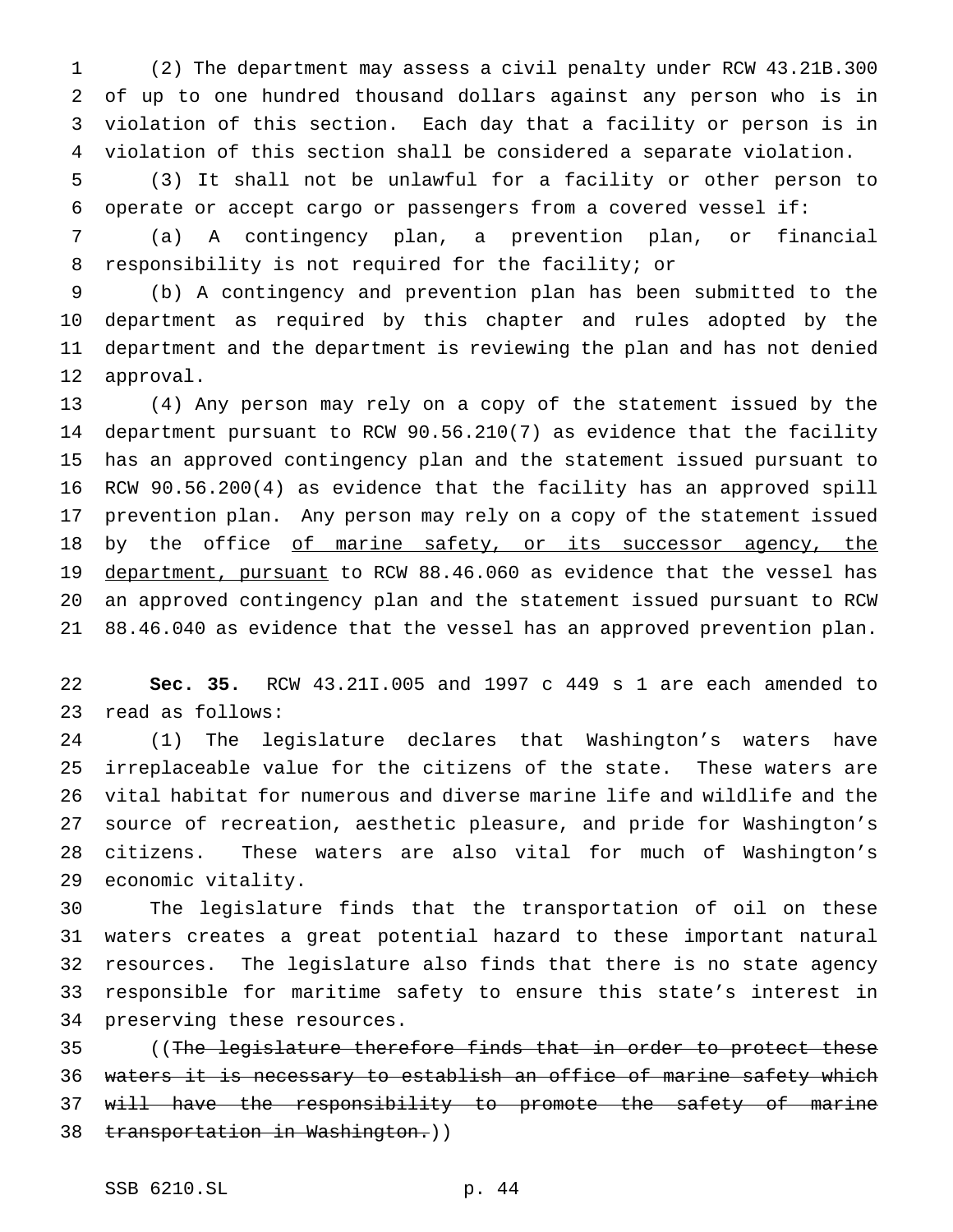(2) The department may assess a civil penalty under RCW 43.21B.300 of up to one hundred thousand dollars against any person who is in violation of this section. Each day that a facility or person is in violation of this section shall be considered a separate violation.

(3) It shall not be unlawful for a facility or other person to operate or accept cargo or passengers from a covered vessel if:

(a) A contingency plan, a prevention plan, or financial responsibility is not required for the facility; or

(b) A contingency and prevention plan has been submitted to the department as required by this chapter and rules adopted by the department and the department is reviewing the plan and has not denied approval.

(4) Any person may rely on a copy of the statement issued by the department pursuant to RCW 90.56.210(7) as evidence that the facility has an approved contingency plan and the statement issued pursuant to RCW 90.56.200(4) as evidence that the facility has an approved spill prevention plan. Any person may rely on a copy of the statement issued by the office <u>of marine safety, or its successor agency, the department, pursuant</u> to RCW 88.46.060 as evidence that the vessel has an approved contingency plan and the statement issued pursuant to RCW 88.46.040 as evidence that the vessel has an approved prevention plan.

**Sec. 35.** RCW 43.21I.005 and 1997 c 449 s 1 are each amended to read as follows:

(1) The legislature declares that Washington's waters have irreplaceable value for the citizens of the state. These waters are vital habitat for numerous and diverse marine life and wildlife and the source of recreation, aesthetic pleasure, and pride for Washington's citizens. These waters are also vital for much of Washington's economic vitality.

The legislature finds that the transportation of oil on these waters creates a great potential hazard to these important natural resources. The legislature also finds that there is no state agency responsible for maritime safety to ensure this state's interest in preserving these resources.

((~~The legislature therefore finds that in order to protect these waters it is necessary to establish an office of marine safety which will have the responsibility to promote the safety of marine transportation in Washington.~~))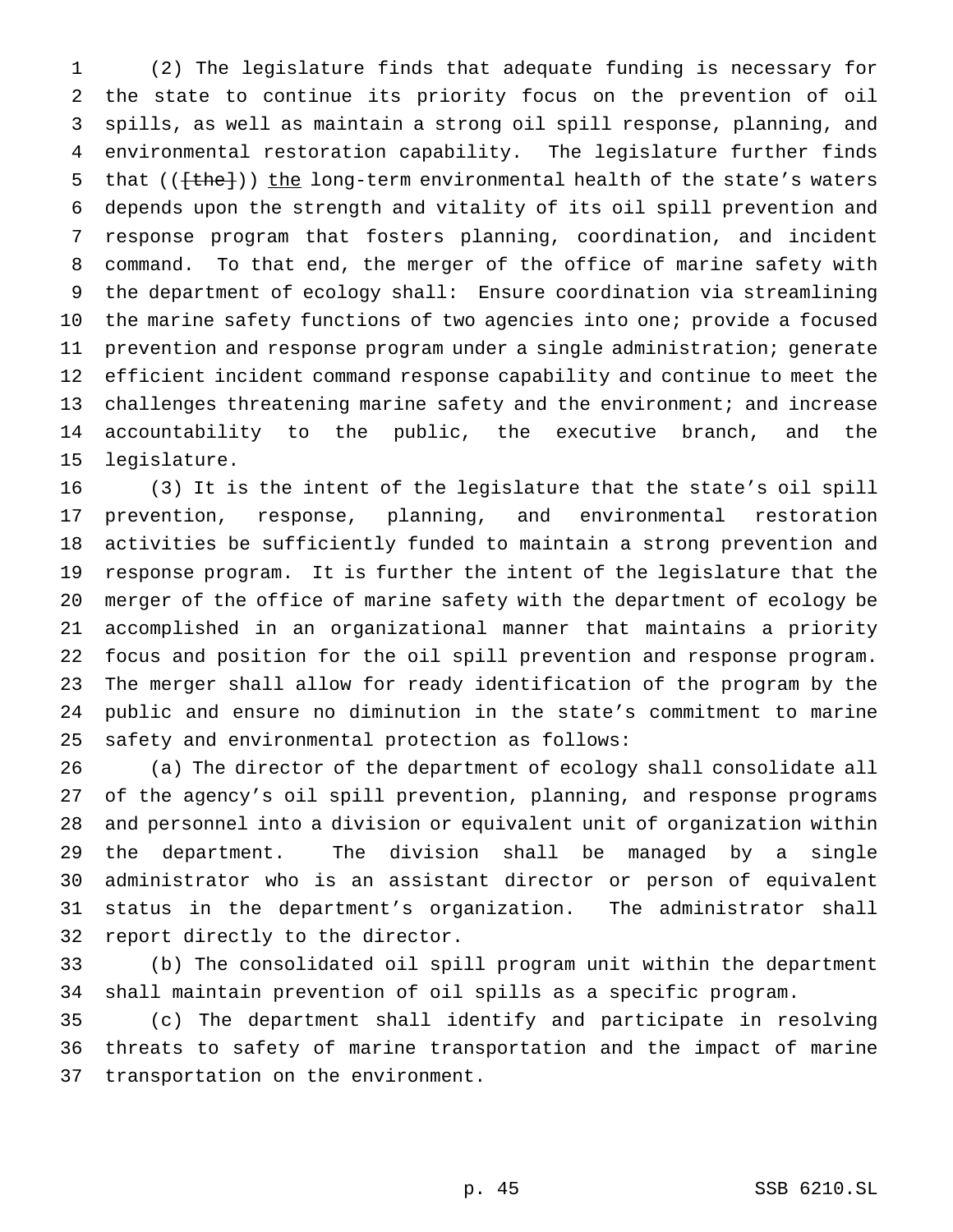(2) The legislature finds that adequate funding is necessary for the state to continue its priority focus on the prevention of oil spills, as well as maintain a strong oil spill response, planning, and environmental restoration capability. The legislature further finds that (([the])) the long-term environmental health of the state's waters depends upon the strength and vitality of its oil spill prevention and response program that fosters planning, coordination, and incident command. To that end, the merger of the office of marine safety with the department of ecology shall: Ensure coordination via streamlining the marine safety functions of two agencies into one; provide a focused prevention and response program under a single administration; generate efficient incident command response capability and continue to meet the challenges threatening marine safety and the environment; and increase accountability to the public, the executive branch, and the legislature.

(3) It is the intent of the legislature that the state's oil spill prevention, response, planning, and environmental restoration activities be sufficiently funded to maintain a strong prevention and response program. It is further the intent of the legislature that the merger of the office of marine safety with the department of ecology be accomplished in an organizational manner that maintains a priority focus and position for the oil spill prevention and response program. The merger shall allow for ready identification of the program by the public and ensure no diminution in the state's commitment to marine safety and environmental protection as follows:

(a) The director of the department of ecology shall consolidate all of the agency's oil spill prevention, planning, and response programs and personnel into a division or equivalent unit of organization within the department. The division shall be managed by a single administrator who is an assistant director or person of equivalent status in the department's organization. The administrator shall report directly to the director.

(b) The consolidated oil spill program unit within the department shall maintain prevention of oil spills as a specific program.

(c) The department shall identify and participate in resolving threats to safety of marine transportation and the impact of marine transportation on the environment.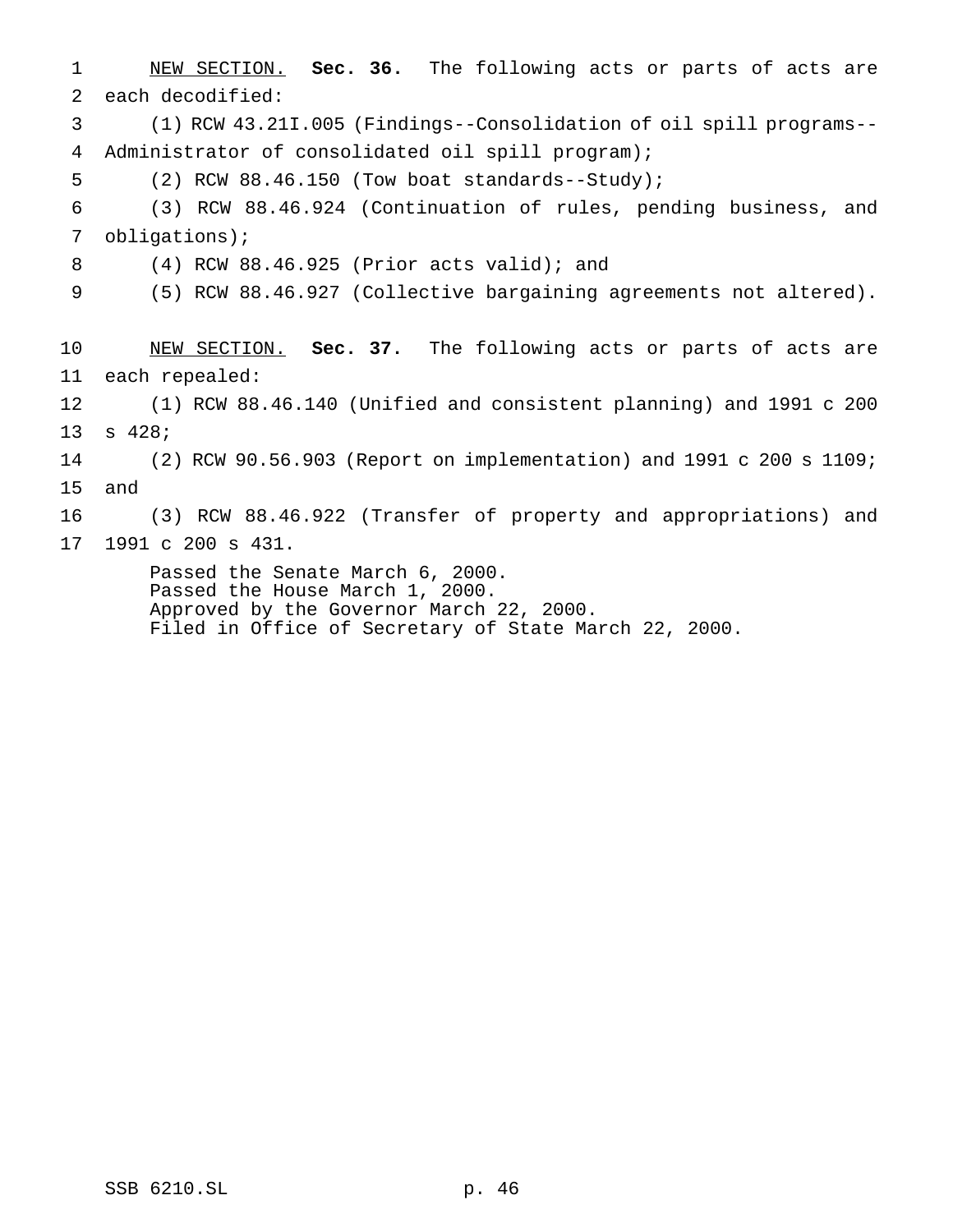NEW SECTION. **Sec. 36.** The following acts or parts of acts are each decodified:

(1) RCW 43.21I.005 (Findings--Consolidation of oil spill programs--Administrator of consolidated oil spill program);

(2) RCW 88.46.150 (Tow boat standards--Study);

(3) RCW 88.46.924 (Continuation of rules, pending business, and obligations);

(4) RCW 88.46.925 (Prior acts valid); and

(5) RCW 88.46.927 (Collective bargaining agreements not altered).

NEW SECTION. **Sec. 37.** The following acts or parts of acts are each repealed:

(1) RCW 88.46.140 (Unified and consistent planning) and 1991 c 200 s 428;

(2) RCW 90.56.903 (Report on implementation) and 1991 c 200 s 1109; and

(3) RCW 88.46.922 (Transfer of property and appropriations) and 1991 c 200 s 431.

Passed the Senate March 6, 2000.
Passed the House March 1, 2000.
Approved by the Governor March 22, 2000.
Filed in Office of Secretary of State March 22, 2000.